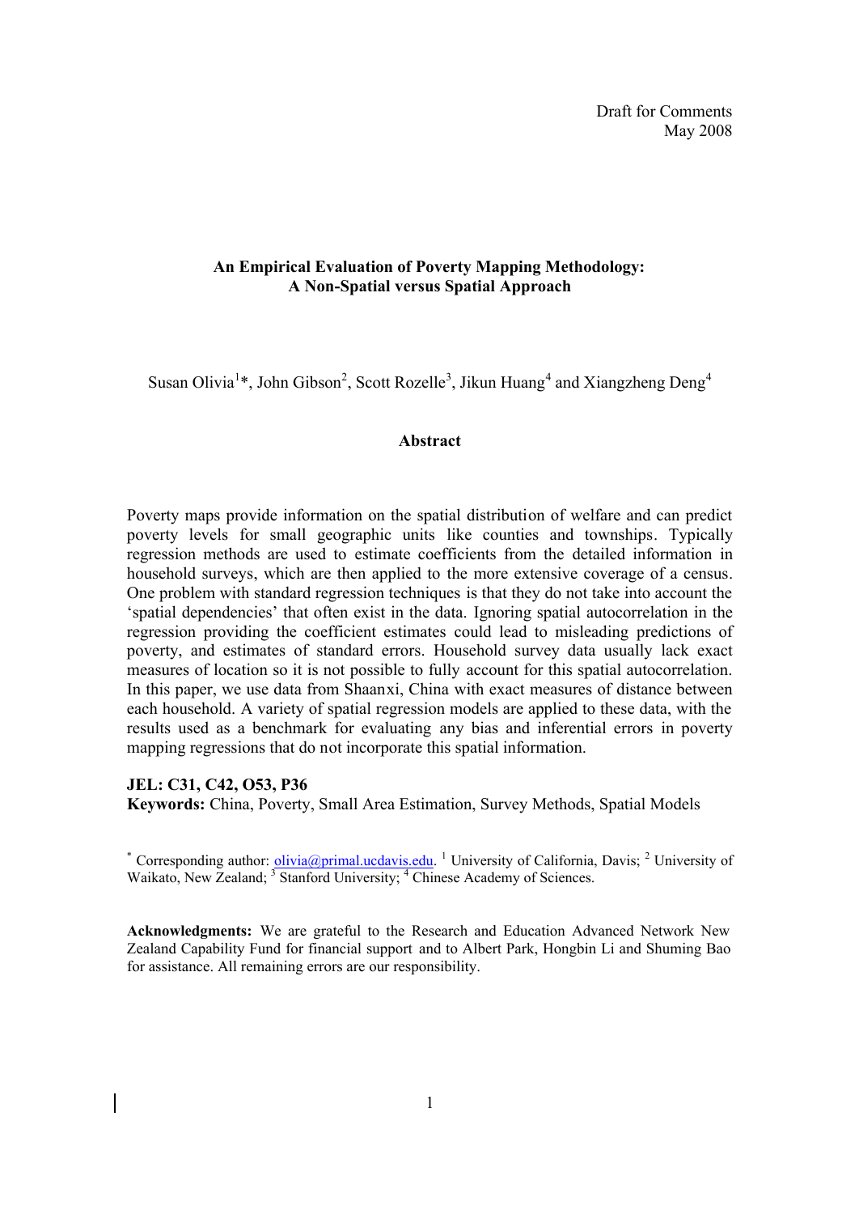Draft for Comments
May 2008

# An Empirical Evaluation of Poverty Mapping Methodology: A Non-Spatial versus Spatial Approach

Susan Olivia[1]*, John Gibson[2], Scott Rozelle[3], Jikun Huang[4] and Xiangzheng Deng[4]

## Abstract

Poverty maps provide information on the spatial distribution of welfare and can predict poverty levels for small geographic units like counties and townships. Typically regression methods are used to estimate coefficients from the detailed information in household surveys, which are then applied to the more extensive coverage of a census. One problem with standard regression techniques is that they do not take into account the 'spatial dependencies' that often exist in the data. Ignoring spatial autocorrelation in the regression providing the coefficient estimates could lead to misleading predictions of poverty, and estimates of standard errors. Household survey data usually lack exact measures of location so it is not possible to fully account for this spatial autocorrelation. In this paper, we use data from Shaanxi, China with exact measures of distance between each household. A variety of spatial regression models are applied to these data, with the results used as a benchmark for evaluating any bias and inferential errors in poverty mapping regressions that do not incorporate this spatial information.

**JEL: C31, C42, O53, P36**
**Keywords:** China, Poverty, Small Area Estimation, Survey Methods, Spatial Models

* Corresponding author: olivia@primal.ucdavis.edu. [1] University of California, Davis; [2] University of Waikato, New Zealand; [3] Stanford University; [4] Chinese Academy of Sciences.

**Acknowledgments:** We are grateful to the Research and Education Advanced Network New Zealand Capability Fund for financial support and to Albert Park, Hongbin Li and Shuming Bao for assistance. All remaining errors are our responsibility.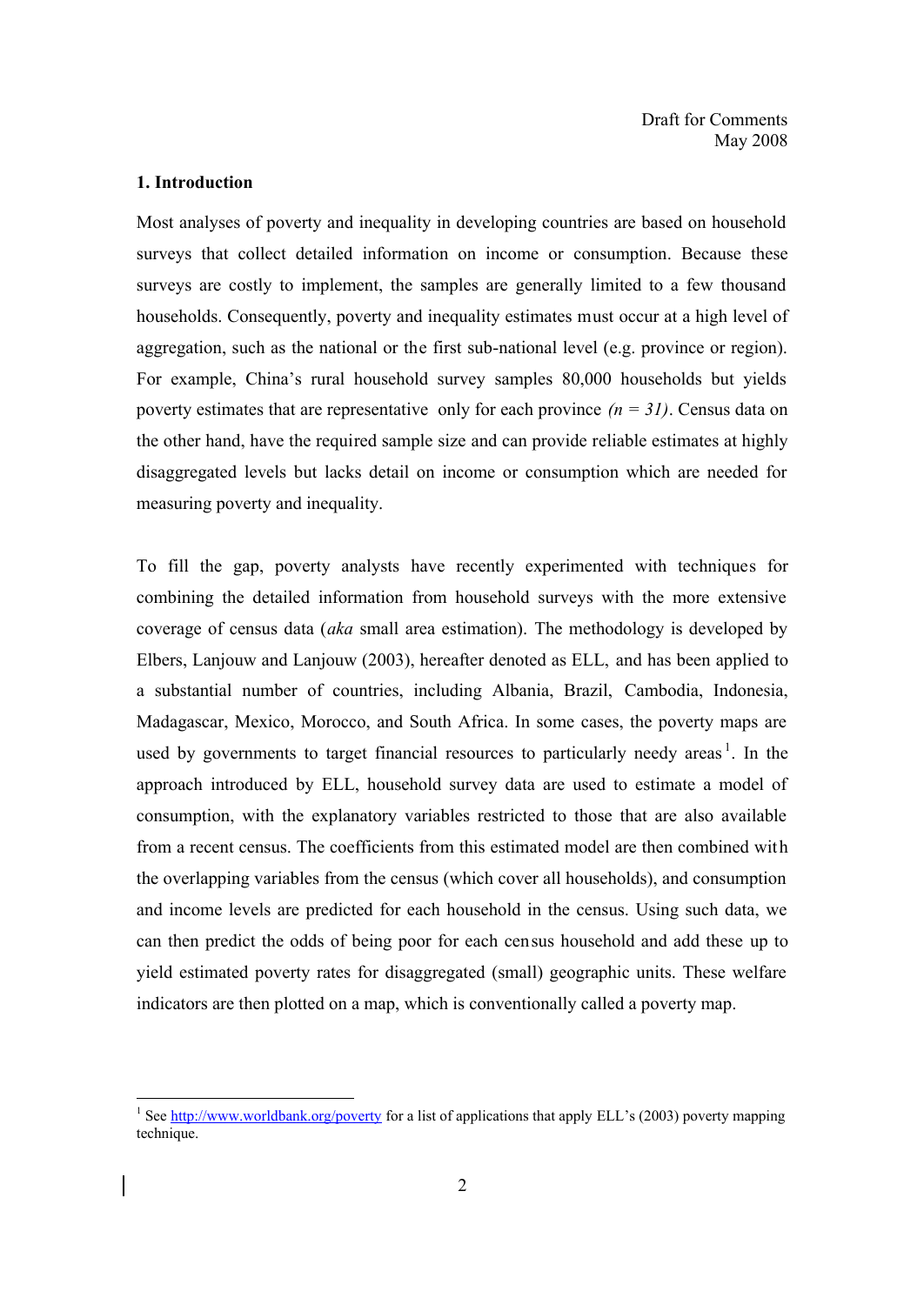Draft for Comments
May 2008

## 1. Introduction

Most analyses of poverty and inequality in developing countries are based on household surveys that collect detailed information on income or consumption. Because these surveys are costly to implement, the samples are generally limited to a few thousand households. Consequently, poverty and inequality estimates must occur at a high level of aggregation, such as the national or the first sub-national level (e.g. province or region). For example, China's rural household survey samples 80,000 households but yields poverty estimates that are representative only for each province *(n = 31)*. Census data on the other hand, have the required sample size and can provide reliable estimates at highly disaggregated levels but lacks detail on income or consumption which are needed for measuring poverty and inequality.

To fill the gap, poverty analysts have recently experimented with techniques for combining the detailed information from household surveys with the more extensive coverage of census data (*aka* small area estimation). The methodology is developed by Elbers, Lanjouw and Lanjouw (2003), hereafter denoted as ELL, and has been applied to a substantial number of countries, including Albania, Brazil, Cambodia, Indonesia, Madagascar, Mexico, Morocco, and South Africa. In some cases, the poverty maps are used by governments to target financial resources to particularly needy areas[1]. In the approach introduced by ELL, household survey data are used to estimate a model of consumption, with the explanatory variables restricted to those that are also available from a recent census. The coefficients from this estimated model are then combined with the overlapping variables from the census (which cover all households), and consumption and income levels are predicted for each household in the census. Using such data, we can then predict the odds of being poor for each census household and add these up to yield estimated poverty rates for disaggregated (small) geographic units. These welfare indicators are then plotted on a map, which is conventionally called a poverty map.

---

[1] See http://www.worldbank.org/poverty for a list of applications that apply ELL's (2003) poverty mapping technique.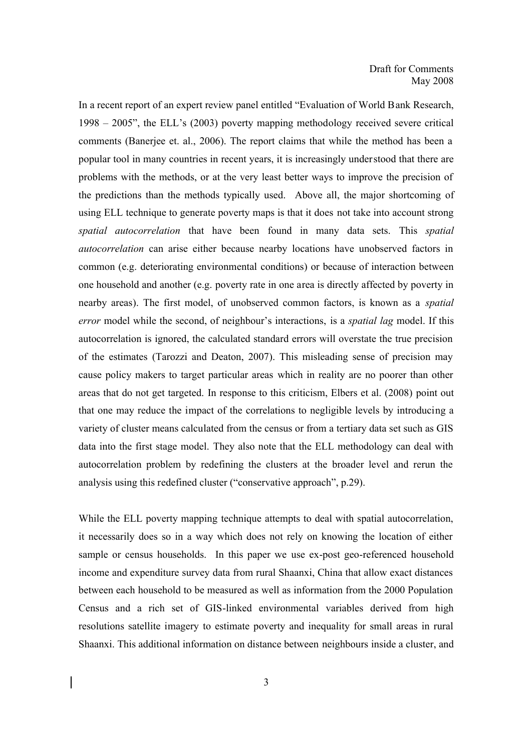In a recent report of an expert review panel entitled "Evaluation of World Bank Research, 1998 – 2005", the ELL's (2003) poverty mapping methodology received severe critical comments (Banerjee et. al., 2006). The report claims that while the method has been a popular tool in many countries in recent years, it is increasingly understood that there are problems with the methods, or at the very least better ways to improve the precision of the predictions than the methods typically used. Above all, the major shortcoming of using ELL technique to generate poverty maps is that it does not take into account strong *spatial autocorrelation* that have been found in many data sets. This *spatial autocorrelation* can arise either because nearby locations have unobserved factors in common (e.g. deteriorating environmental conditions) or because of interaction between one household and another (e.g. poverty rate in one area is directly affected by poverty in nearby areas). The first model, of unobserved common factors, is known as a *spatial error* model while the second, of neighbour's interactions, is a *spatial lag* model. If this autocorrelation is ignored, the calculated standard errors will overstate the true precision of the estimates (Tarozzi and Deaton, 2007). This misleading sense of precision may cause policy makers to target particular areas which in reality are no poorer than other areas that do not get targeted. In response to this criticism, Elbers et al. (2008) point out that one may reduce the impact of the correlations to negligible levels by introducing a variety of cluster means calculated from the census or from a tertiary data set such as GIS data into the first stage model. They also note that the ELL methodology can deal with autocorrelation problem by redefining the clusters at the broader level and rerun the analysis using this redefined cluster ("conservative approach", p.29).

While the ELL poverty mapping technique attempts to deal with spatial autocorrelation, it necessarily does so in a way which does not rely on knowing the location of either sample or census households. In this paper we use ex-post geo-referenced household income and expenditure survey data from rural Shaanxi, China that allow exact distances between each household to be measured as well as information from the 2000 Population Census and a rich set of GIS-linked environmental variables derived from high resolutions satellite imagery to estimate poverty and inequality for small areas in rural Shaanxi. This additional information on distance between neighbours inside a cluster, and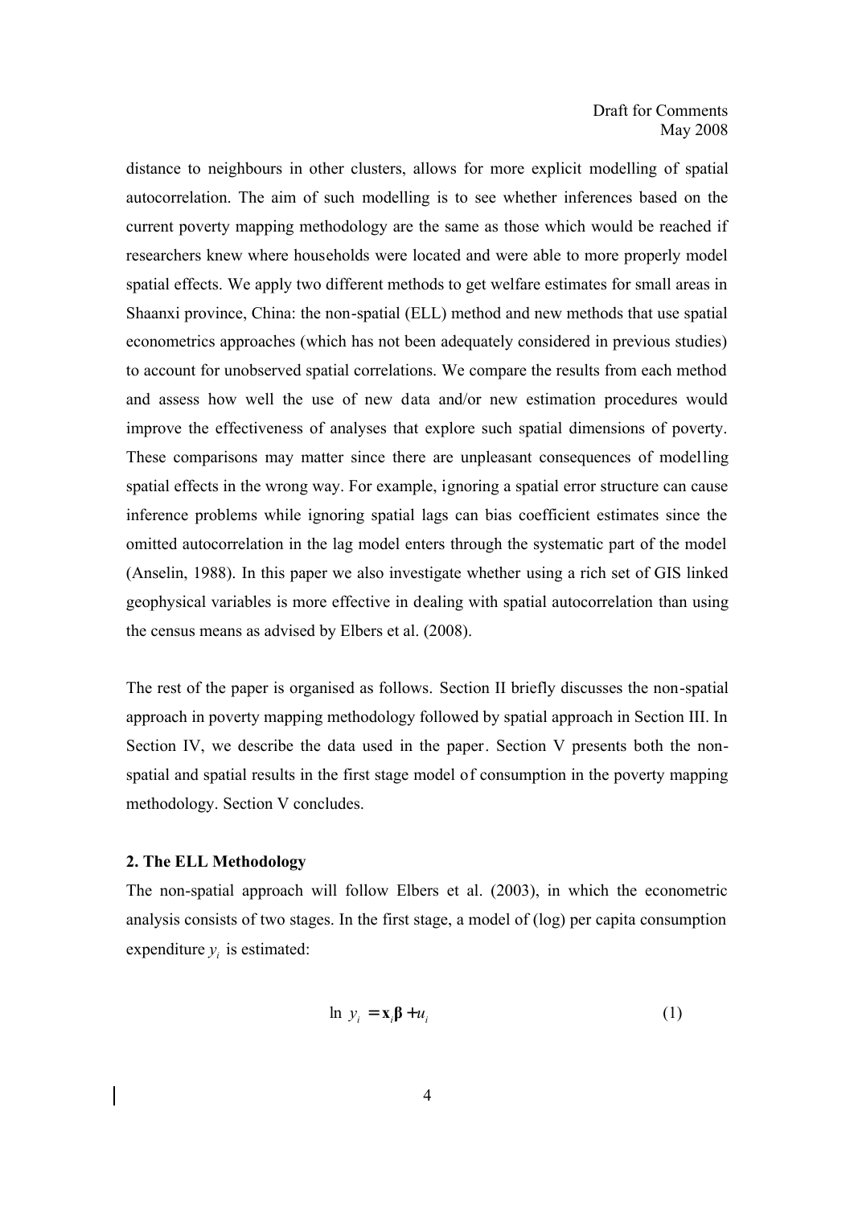distance to neighbours in other clusters, allows for more explicit modelling of spatial autocorrelation. The aim of such modelling is to see whether inferences based on the current poverty mapping methodology are the same as those which would be reached if researchers knew where households were located and were able to more properly model spatial effects. We apply two different methods to get welfare estimates for small areas in Shaanxi province, China: the non-spatial (ELL) method and new methods that use spatial econometrics approaches (which has not been adequately considered in previous studies) to account for unobserved spatial correlations. We compare the results from each method and assess how well the use of new data and/or new estimation procedures would improve the effectiveness of analyses that explore such spatial dimensions of poverty. These comparisons may matter since there are unpleasant consequences of modelling spatial effects in the wrong way. For example, ignoring a spatial error structure can cause inference problems while ignoring spatial lags can bias coefficient estimates since the omitted autocorrelation in the lag model enters through the systematic part of the model (Anselin, 1988). In this paper we also investigate whether using a rich set of GIS linked geophysical variables is more effective in dealing with spatial autocorrelation than using the census means as advised by Elbers et al. (2008).

The rest of the paper is organised as follows. Section II briefly discusses the non-spatial approach in poverty mapping methodology followed by spatial approach in Section III. In Section IV, we describe the data used in the paper. Section V presents both the non-spatial and spatial results in the first stage model of consumption in the poverty mapping methodology. Section V concludes.

## 2. The ELL Methodology

The non-spatial approach will follow Elbers et al. (2003), in which the econometric analysis consists of two stages. In the first stage, a model of (log) per capita consumption expenditure $y_i$ is estimated:

$$\ln y_i = \mathbf{x}_i \boldsymbol{\beta} + u_i \qquad (1)$$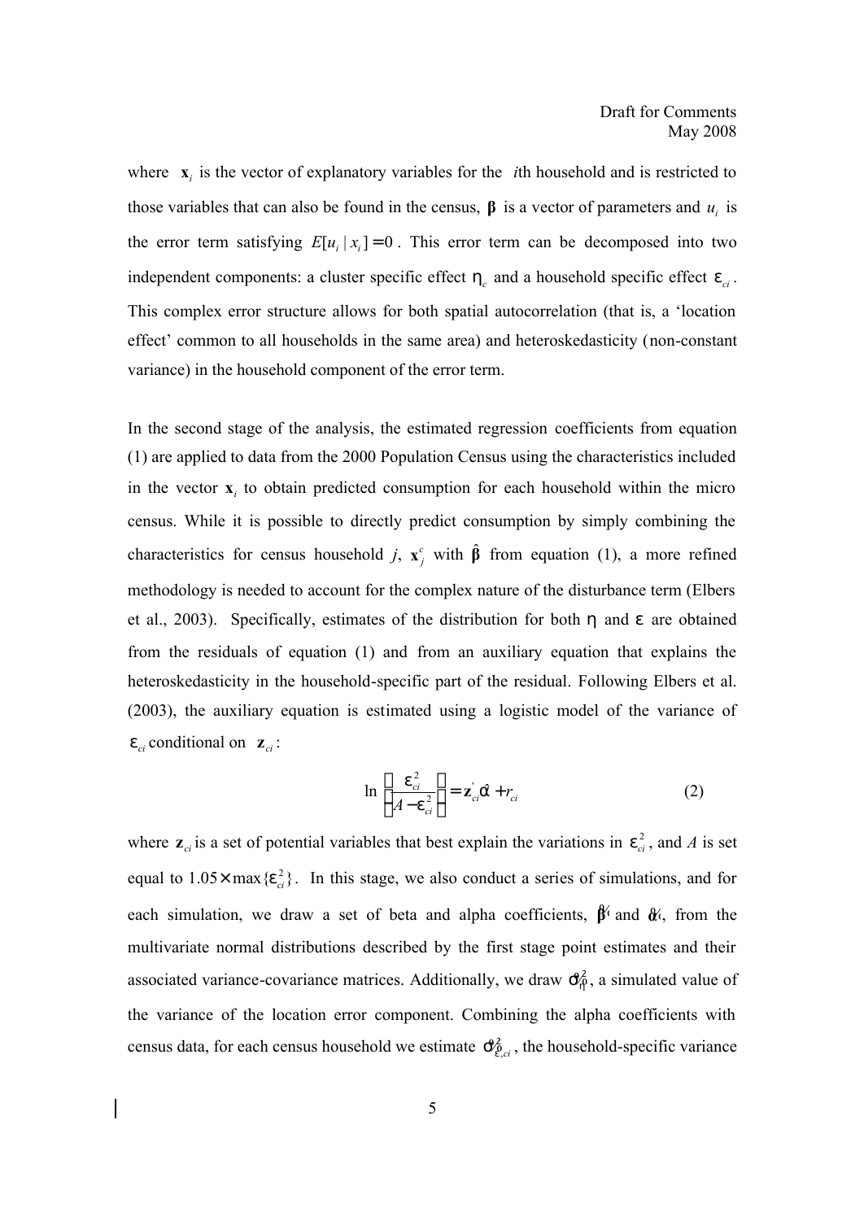where $\mathbf{x}_i$ is the vector of explanatory variables for the *i*th household and is restricted to those variables that can also be found in the census, $\boldsymbol{\beta}$ is a vector of parameters and $u_i$ is the error term satisfying $E[u_i \mid x_i] = 0$. This error term can be decomposed into two independent components: a cluster specific effect $\eta_c$ and a household specific effect $\varepsilon_{ci}$. This complex error structure allows for both spatial autocorrelation (that is, a 'location effect' common to all households in the same area) and heteroskedasticity (non-constant variance) in the household component of the error term.

In the second stage of the analysis, the estimated regression coefficients from equation (1) are applied to data from the 2000 Population Census using the characteristics included in the vector $\mathbf{x}_i$ to obtain predicted consumption for each household within the micro census. While it is possible to directly predict consumption by simply combining the characteristics for census household *j*, $\mathbf{x}_j^c$ with $\hat{\boldsymbol{\beta}}$ from equation (1), a more refined methodology is needed to account for the complex nature of the disturbance term (Elbers et al., 2003). Specifically, estimates of the distribution for both $\eta$ and $\varepsilon$ are obtained from the residuals of equation (1) and from an auxiliary equation that explains the heteroskedasticity in the household-specific part of the residual. Following Elbers et al. (2003), the auxiliary equation is estimated using a logistic model of the variance of $\varepsilon_{ci}$ conditional on $\mathbf{z}_{ci}$:

$$\ln\left[\frac{\varepsilon_{ci}^2}{A - \varepsilon_{ci}^2}\right] = \mathbf{z}_{ci}^{'}\hat{\alpha} + r_{ci} \qquad (2)$$

where $\mathbf{z}_{ci}$ is a set of potential variables that best explain the variations in $\varepsilon_{ci}^2$, and *A* is set equal to $1.05 \times \max\{\varepsilon_{ci}^2\}$. In this stage, we also conduct a series of simulations, and for each simulation, we draw a set of beta and alpha coefficients, $\tilde{\boldsymbol{\beta}}$ and $\tilde{\alpha}$, from the multivariate normal distributions described by the first stage point estimates and their associated variance-covariance matrices. Additionally, we draw $\tilde{\sigma}_{\eta}^2$, a simulated value of the variance of the location error component. Combining the alpha coefficients with census data, for each census household we estimate $\tilde{\sigma}_{\varepsilon,ci}^2$, the household-specific variance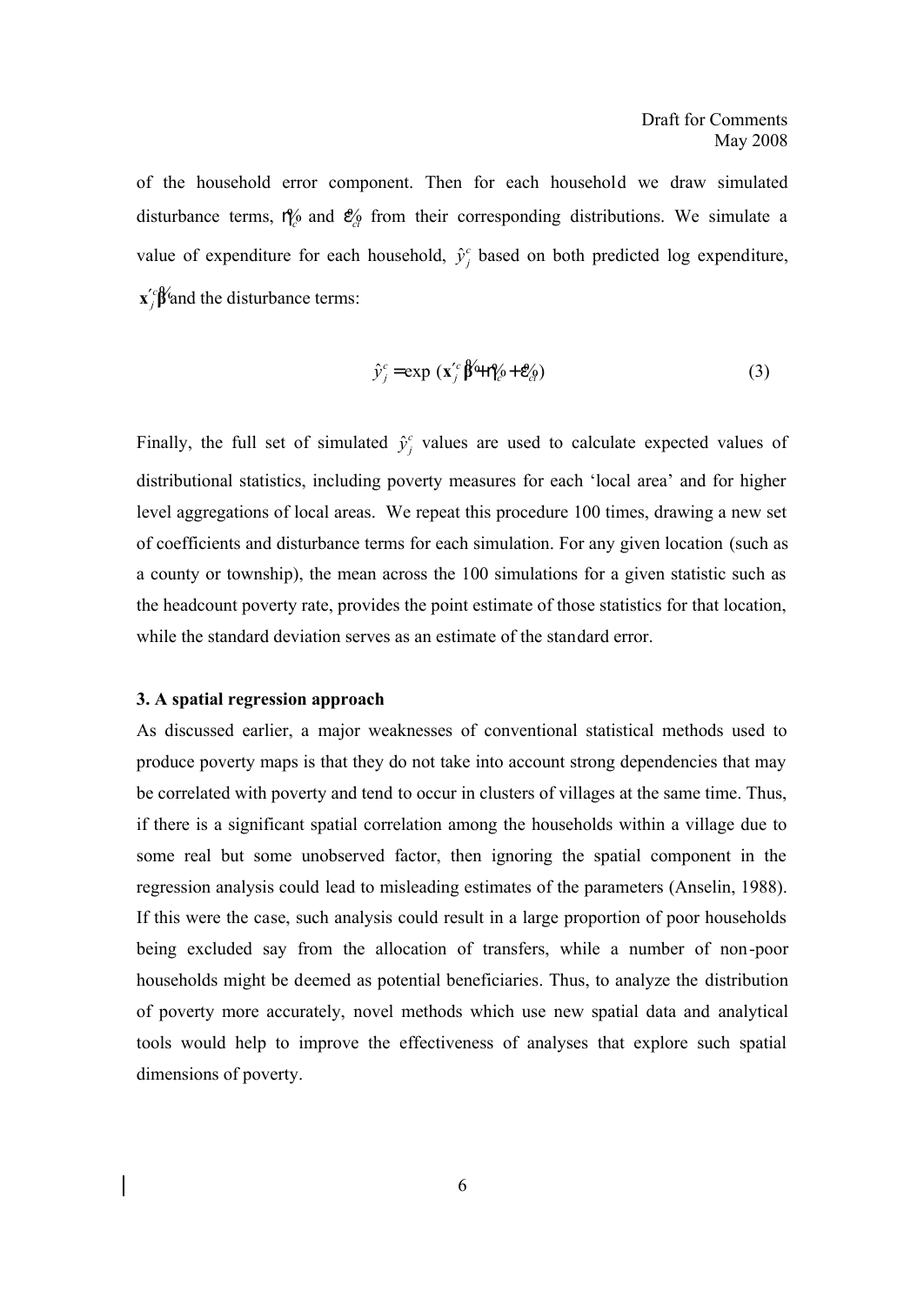of the household error component. Then for each household we draw simulated disturbance terms, $\tilde{\eta}_c$ and $\tilde{\varepsilon}_{ch}$ from their corresponding distributions. We simulate a value of expenditure for each household, $\hat{y}_j^c$ based on both predicted log expenditure, $\mathbf{x}_j'^c \tilde{\boldsymbol{\beta}}$ and the disturbance terms:

$$\hat{y}_j^c = \exp\left(\mathbf{x}_j'^c \tilde{\boldsymbol{\beta}} + \tilde{\eta}_c + \tilde{\varepsilon}_{ch}\right) \tag{3}$$

Finally, the full set of simulated $\hat{y}_j^c$ values are used to calculate expected values of distributional statistics, including poverty measures for each 'local area' and for higher level aggregations of local areas. We repeat this procedure 100 times, drawing a new set of coefficients and disturbance terms for each simulation. For any given location (such as a county or township), the mean across the 100 simulations for a given statistic such as the headcount poverty rate, provides the point estimate of those statistics for that location, while the standard deviation serves as an estimate of the standard error.

### 3. A spatial regression approach

As discussed earlier, a major weaknesses of conventional statistical methods used to produce poverty maps is that they do not take into account strong dependencies that may be correlated with poverty and tend to occur in clusters of villages at the same time. Thus, if there is a significant spatial correlation among the households within a village due to some real but some unobserved factor, then ignoring the spatial component in the regression analysis could lead to misleading estimates of the parameters (Anselin, 1988). If this were the case, such analysis could result in a large proportion of poor households being excluded say from the allocation of transfers, while a number of non-poor households might be deemed as potential beneficiaries. Thus, to analyze the distribution of poverty more accurately, novel methods which use new spatial data and analytical tools would help to improve the effectiveness of analyses that explore such spatial dimensions of poverty.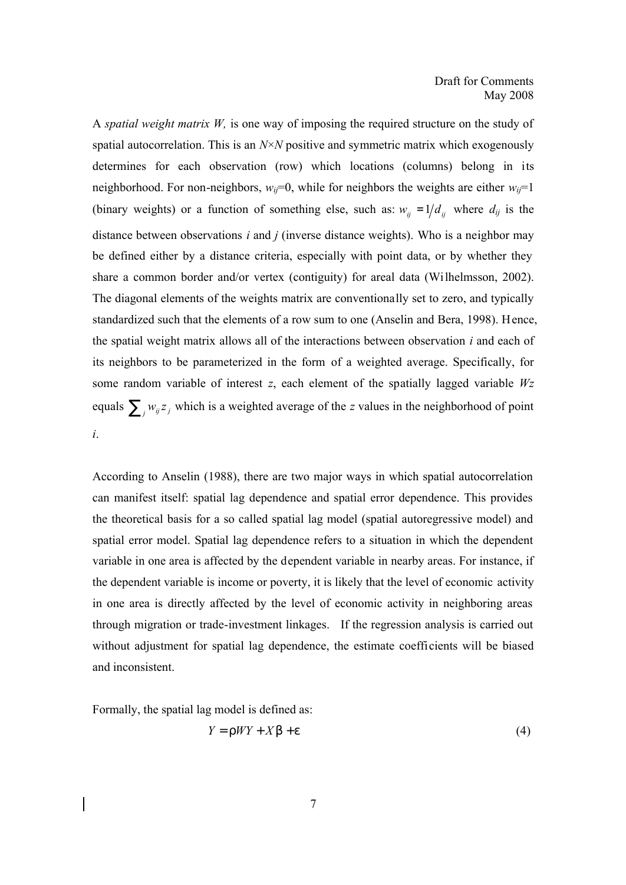A *spatial weight matrix W,* is one way of imposing the required structure on the study of spatial autocorrelation. This is an $N \times N$ positive and symmetric matrix which exogenously determines for each observation (row) which locations (columns) belong in its neighborhood. For non-neighbors, $w_{ij}=0$, while for neighbors the weights are either $w_{ij}=1$ (binary weights) or a function of something else, such as: $w_{ij} = 1/d_{ij}$ where $d_{ij}$ is the distance between observations *i* and *j* (inverse distance weights). Who is a neighbor may be defined either by a distance criteria, especially with point data, or by whether they share a common border and/or vertex (contiguity) for areal data (Wilhelmsson, 2002). The diagonal elements of the weights matrix are conventionally set to zero, and typically standardized such that the elements of a row sum to one (Anselin and Bera, 1998). Hence, the spatial weight matrix allows all of the interactions between observation *i* and each of its neighbors to be parameterized in the form of a weighted average. Specifically, for some random variable of interest *z*, each element of the spatially lagged variable *Wz* equals $\sum_j w_{ij} z_j$ which is a weighted average of the *z* values in the neighborhood of point *i*.

According to Anselin (1988), there are two major ways in which spatial autocorrelation can manifest itself: spatial lag dependence and spatial error dependence. This provides the theoretical basis for a so called spatial lag model (spatial autoregressive model) and spatial error model. Spatial lag dependence refers to a situation in which the dependent variable in one area is affected by the dependent variable in nearby areas. For instance, if the dependent variable is income or poverty, it is likely that the level of economic activity in one area is directly affected by the level of economic activity in neighboring areas through migration or trade-investment linkages. If the regression analysis is carried out without adjustment for spatial lag dependence, the estimate coefficients will be biased and inconsistent.

Formally, the spatial lag model is defined as:

$$Y = \rho WY + X\beta + \varepsilon \tag{4}$$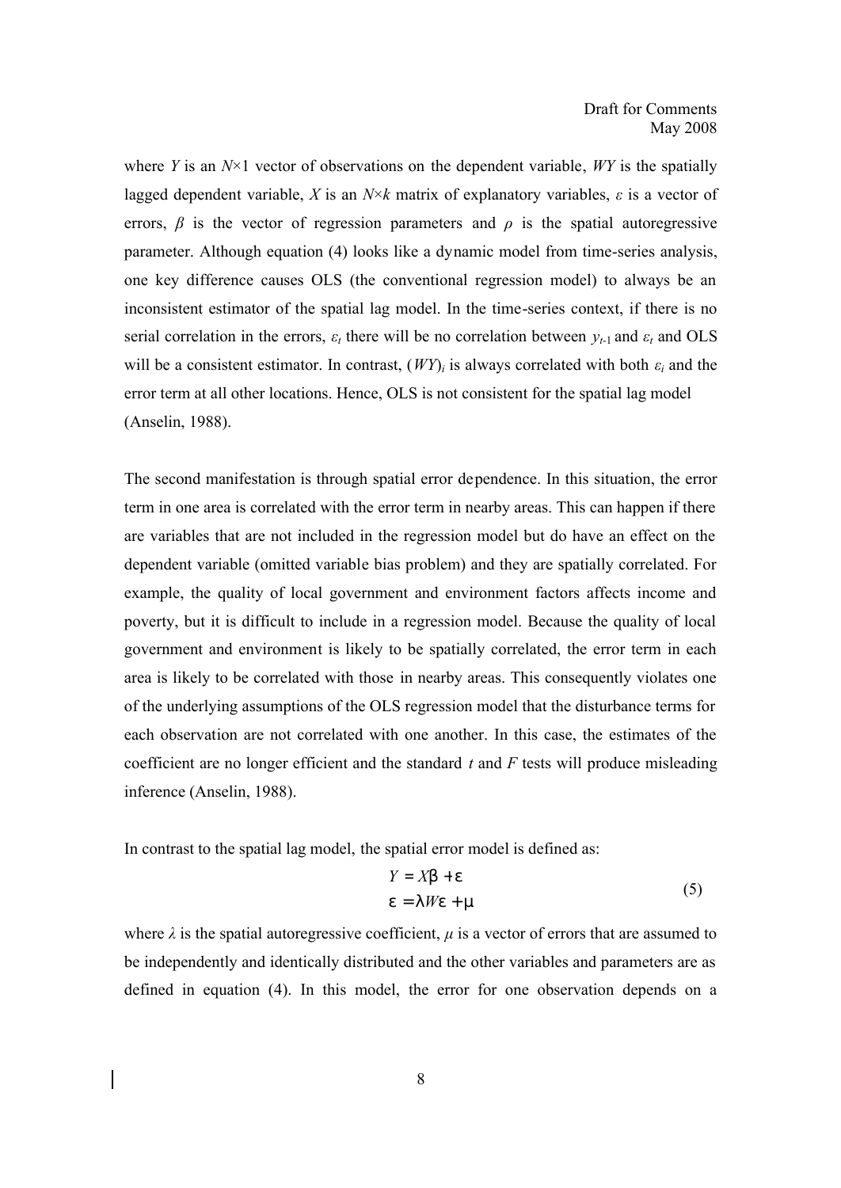where $Y$ is an $N$×1 vector of observations on the dependent variable, $WY$ is the spatially lagged dependent variable, $X$ is an $N$×$k$ matrix of explanatory variables, $\varepsilon$ is a vector of errors, $\beta$ is the vector of regression parameters and $\rho$ is the spatial autoregressive parameter. Although equation (4) looks like a dynamic model from time-series analysis, one key difference causes OLS (the conventional regression model) to always be an inconsistent estimator of the spatial lag model. In the time-series context, if there is no serial correlation in the errors, $\varepsilon_t$ there will be no correlation between $y_{t-1}$ and $\varepsilon_t$ and OLS will be a consistent estimator. In contrast, $(WY)_i$ is always correlated with both $\varepsilon_i$ and the error term at all other locations. Hence, OLS is not consistent for the spatial lag model (Anselin, 1988).

The second manifestation is through spatial error dependence. In this situation, the error term in one area is correlated with the error term in nearby areas. This can happen if there are variables that are not included in the regression model but do have an effect on the dependent variable (omitted variable bias problem) and they are spatially correlated. For example, the quality of local government and environment factors affects income and poverty, but it is difficult to include in a regression model. Because the quality of local government and environment is likely to be spatially correlated, the error term in each area is likely to be correlated with those in nearby areas. This consequently violates one of the underlying assumptions of the OLS regression model that the disturbance terms for each observation are not correlated with one another. In this case, the estimates of the coefficient are no longer efficient and the standard $t$ and $F$ tests will produce misleading inference (Anselin, 1988).

In contrast to the spatial lag model, the spatial error model is defined as:

$$
\begin{aligned}
Y &= X\beta + \varepsilon \\
\varepsilon &= \lambda W\varepsilon + \mu
\end{aligned}
\tag{5}
$$

where $\lambda$ is the spatial autoregressive coefficient, $\mu$ is a vector of errors that are assumed to be independently and identically distributed and the other variables and parameters are as defined in equation (4). In this model, the error for one observation depends on a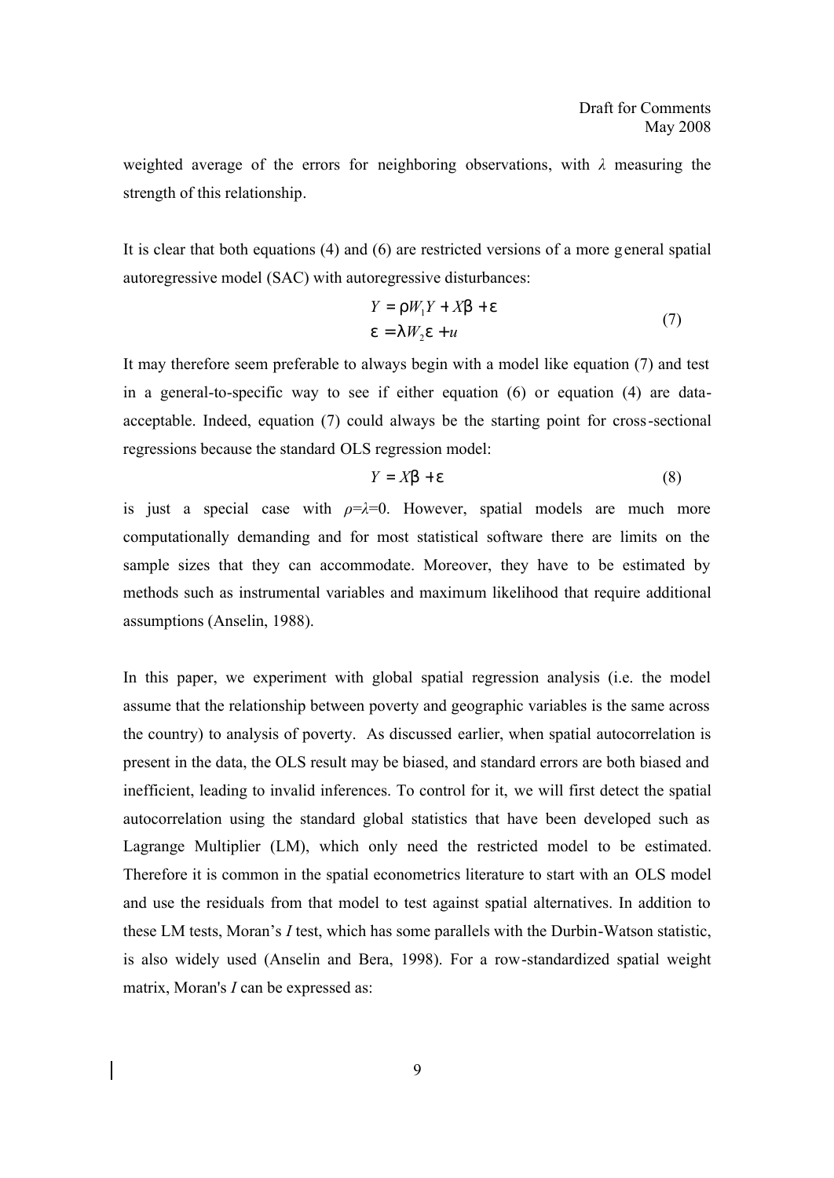weighted average of the errors for neighboring observations, with $\lambda$ measuring the strength of this relationship.

It is clear that both equations (4) and (6) are restricted versions of a more general spatial autoregressive model (SAC) with autoregressive disturbances:

$$\begin{aligned} Y &= \rho W_1 Y + X\beta + \varepsilon \\ \varepsilon &= \lambda W_2 \varepsilon + u \end{aligned} \tag{7}$$

It may therefore seem preferable to always begin with a model like equation (7) and test in a general-to-specific way to see if either equation (6) or equation (4) are data-acceptable. Indeed, equation (7) could always be the starting point for cross-sectional regressions because the standard OLS regression model:

$$Y = X\beta + \varepsilon \tag{8}$$

is just a special case with $\rho$=$\lambda$=0. However, spatial models are much more computationally demanding and for most statistical software there are limits on the sample sizes that they can accommodate. Moreover, they have to be estimated by methods such as instrumental variables and maximum likelihood that require additional assumptions (Anselin, 1988).

In this paper, we experiment with global spatial regression analysis (i.e. the model assume that the relationship between poverty and geographic variables is the same across the country) to analysis of poverty. As discussed earlier, when spatial autocorrelation is present in the data, the OLS result may be biased, and standard errors are both biased and inefficient, leading to invalid inferences. To control for it, we will first detect the spatial autocorrelation using the standard global statistics that have been developed such as Lagrange Multiplier (LM), which only need the restricted model to be estimated. Therefore it is common in the spatial econometrics literature to start with an OLS model and use the residuals from that model to test against spatial alternatives. In addition to these LM tests, Moran's *I* test, which has some parallels with the Durbin-Watson statistic, is also widely used (Anselin and Bera, 1998). For a row-standardized spatial weight matrix, Moran's *I* can be expressed as: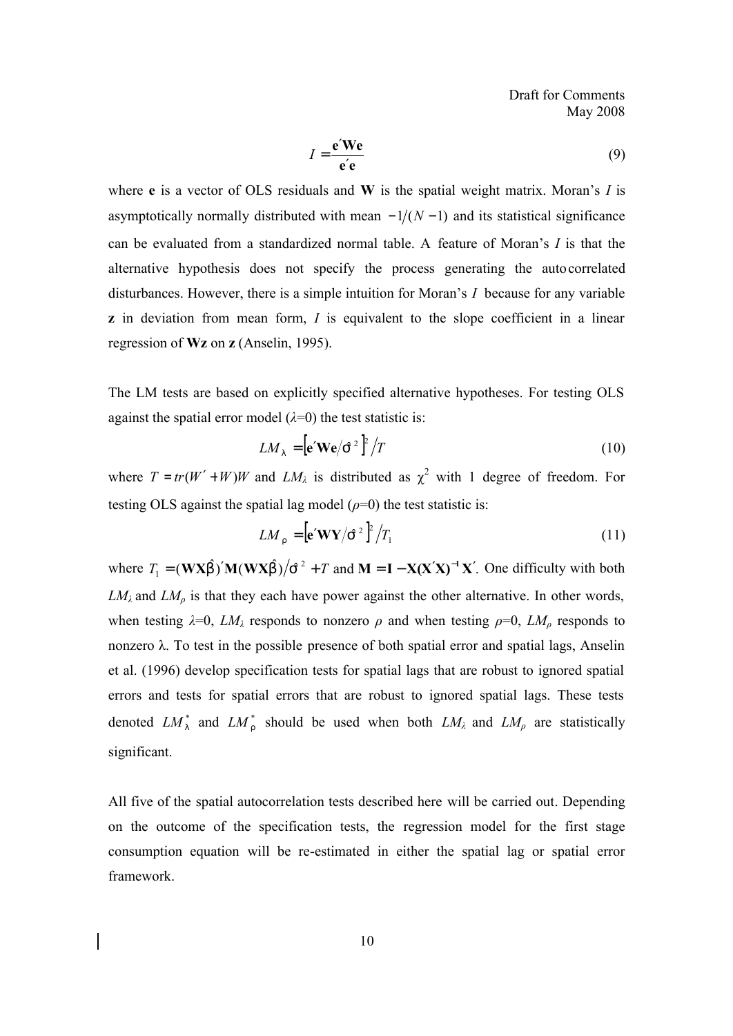$$I = \frac{\mathbf{e}'\mathbf{W}\mathbf{e}}{\mathbf{e}'\mathbf{e}} \tag{9}$$

where $\mathbf{e}$ is a vector of OLS residuals and $\mathbf{W}$ is the spatial weight matrix. Moran's $I$ is asymptotically normally distributed with mean $-1/(N-1)$ and its statistical significance can be evaluated from a standardized normal table. A feature of Moran's $I$ is that the alternative hypothesis does not specify the process generating the autocorrelated disturbances. However, there is a simple intuition for Moran's $I$ because for any variable $\mathbf{z}$ in deviation from mean form, $I$ is equivalent to the slope coefficient in a linear regression of $\mathbf{Wz}$ on $\mathbf{z}$ (Anselin, 1995).

The LM tests are based on explicitly specified alternative hypotheses. For testing OLS against the spatial error model ($\lambda$=0) the test statistic is:

$$LM_{\lambda} = \left[\mathbf{e}'\mathbf{W}\mathbf{e}/\hat{\sigma}^2\right]^2 / T \tag{10}$$

where $T = tr(W' + W)W$ and $LM_{\lambda}$ is distributed as $\chi^2$ with 1 degree of freedom. For testing OLS against the spatial lag model ($\rho$=0) the test statistic is:

$$LM_{\rho} = \left[\mathbf{e}'\mathbf{W}\mathbf{Y}/\hat{\sigma}^2\right]^2 / T_1 \tag{11}$$

where $T_1 = (\mathbf{WX}\hat{\beta})'\mathbf{M}(\mathbf{WX}\hat{\beta})/\hat{\sigma}^2 + T$ and $\mathbf{M} = \mathbf{I} - \mathbf{X}(\mathbf{X}'\mathbf{X})^{-1}\mathbf{X}'$. One difficulty with both $LM_{\lambda}$ and $LM_{\rho}$ is that they each have power against the other alternative. In other words, when testing $\lambda$=0, $LM_{\lambda}$ responds to nonzero $\rho$ and when testing $\rho$=0, $LM_{\rho}$ responds to nonzero $\lambda$. To test in the possible presence of both spatial error and spatial lags, Anselin et al. (1996) develop specification tests for spatial lags that are robust to ignored spatial errors and tests for spatial errors that are robust to ignored spatial lags. These tests denoted $LM^*_{\lambda}$ and $LM^*_{\rho}$ should be used when both $LM_{\lambda}$ and $LM_{\rho}$ are statistically significant.

All five of the spatial autocorrelation tests described here will be carried out. Depending on the outcome of the specification tests, the regression model for the first stage consumption equation will be re-estimated in either the spatial lag or spatial error framework.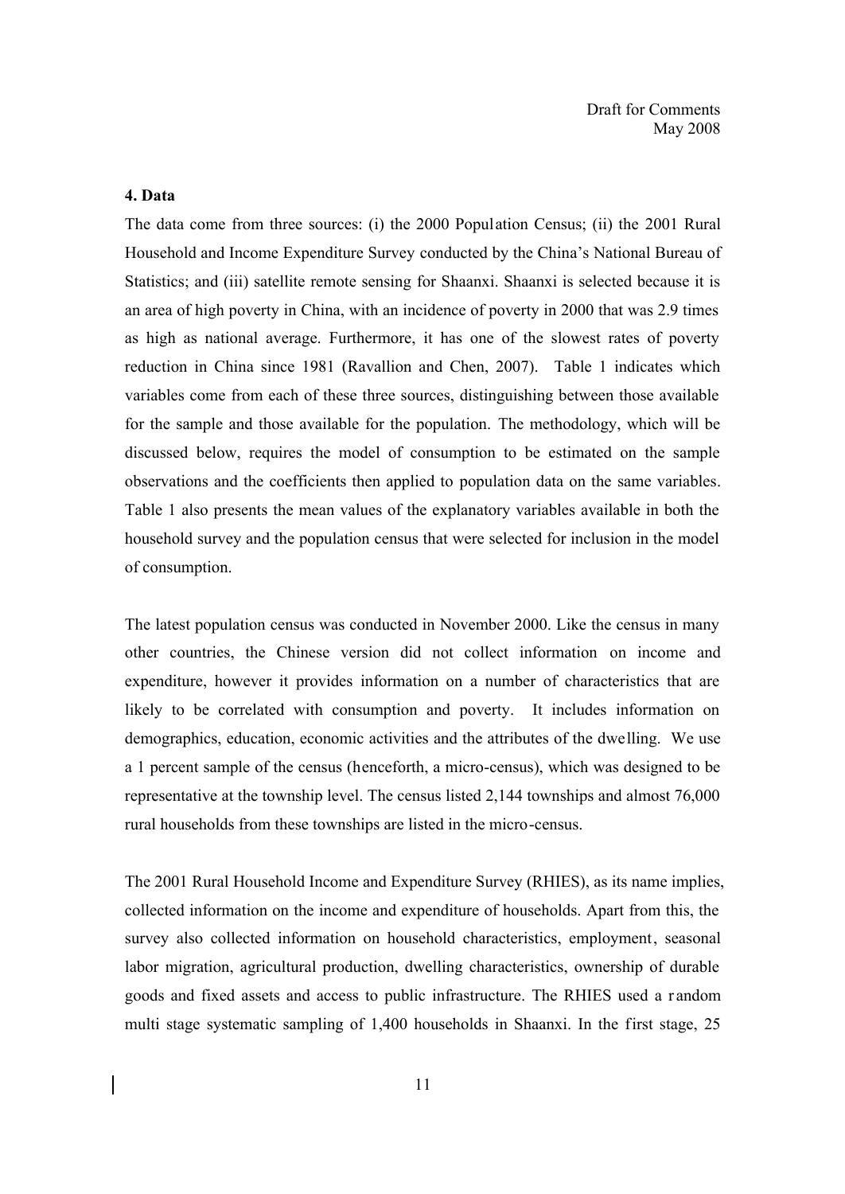## 4. Data

The data come from three sources: (i) the 2000 Population Census; (ii) the 2001 Rural Household and Income Expenditure Survey conducted by the China's National Bureau of Statistics; and (iii) satellite remote sensing for Shaanxi. Shaanxi is selected because it is an area of high poverty in China, with an incidence of poverty in 2000 that was 2.9 times as high as national average. Furthermore, it has one of the slowest rates of poverty reduction in China since 1981 (Ravallion and Chen, 2007). Table 1 indicates which variables come from each of these three sources, distinguishing between those available for the sample and those available for the population. The methodology, which will be discussed below, requires the model of consumption to be estimated on the sample observations and the coefficients then applied to population data on the same variables. Table 1 also presents the mean values of the explanatory variables available in both the household survey and the population census that were selected for inclusion in the model of consumption.

The latest population census was conducted in November 2000. Like the census in many other countries, the Chinese version did not collect information on income and expenditure, however it provides information on a number of characteristics that are likely to be correlated with consumption and poverty. It includes information on demographics, education, economic activities and the attributes of the dwelling. We use a 1 percent sample of the census (henceforth, a micro-census), which was designed to be representative at the township level. The census listed 2,144 townships and almost 76,000 rural households from these townships are listed in the micro-census.

The 2001 Rural Household Income and Expenditure Survey (RHIES), as its name implies, collected information on the income and expenditure of households. Apart from this, the survey also collected information on household characteristics, employment, seasonal labor migration, agricultural production, dwelling characteristics, ownership of durable goods and fixed assets and access to public infrastructure. The RHIES used a random multi stage systematic sampling of 1,400 households in Shaanxi. In the first stage, 25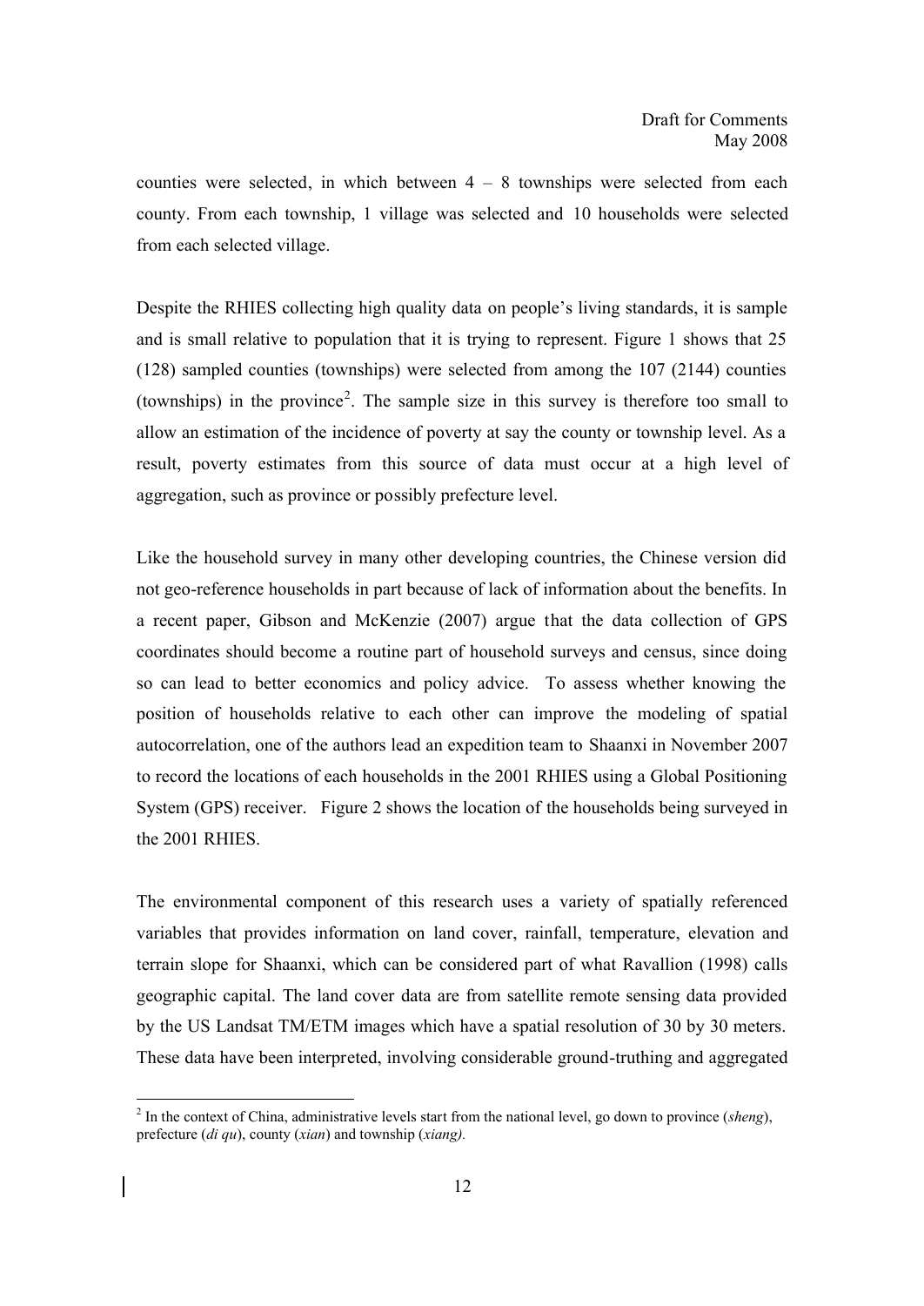counties were selected, in which between 4 – 8 townships were selected from each county. From each township, 1 village was selected and 10 households were selected from each selected village.

Despite the RHIES collecting high quality data on people's living standards, it is sample and is small relative to population that it is trying to represent. Figure 1 shows that 25 (128) sampled counties (townships) were selected from among the 107 (2144) counties (townships) in the province[2]. The sample size in this survey is therefore too small to allow an estimation of the incidence of poverty at say the county or township level. As a result, poverty estimates from this source of data must occur at a high level of aggregation, such as province or possibly prefecture level.

Like the household survey in many other developing countries, the Chinese version did not geo-reference households in part because of lack of information about the benefits. In a recent paper, Gibson and McKenzie (2007) argue that the data collection of GPS coordinates should become a routine part of household surveys and census, since doing so can lead to better economics and policy advice. To assess whether knowing the position of households relative to each other can improve the modeling of spatial autocorrelation, one of the authors lead an expedition team to Shaanxi in November 2007 to record the locations of each households in the 2001 RHIES using a Global Positioning System (GPS) receiver. Figure 2 shows the location of the households being surveyed in the 2001 RHIES.

The environmental component of this research uses a variety of spatially referenced variables that provides information on land cover, rainfall, temperature, elevation and terrain slope for Shaanxi, which can be considered part of what Ravallion (1998) calls geographic capital. The land cover data are from satellite remote sensing data provided by the US Landsat TM/ETM images which have a spatial resolution of 30 by 30 meters. These data have been interpreted, involving considerable ground-truthing and aggregated

[2] In the context of China, administrative levels start from the national level, go down to province (*sheng*), prefecture (*di qu*), county (*xian*) and township (*xiang)*.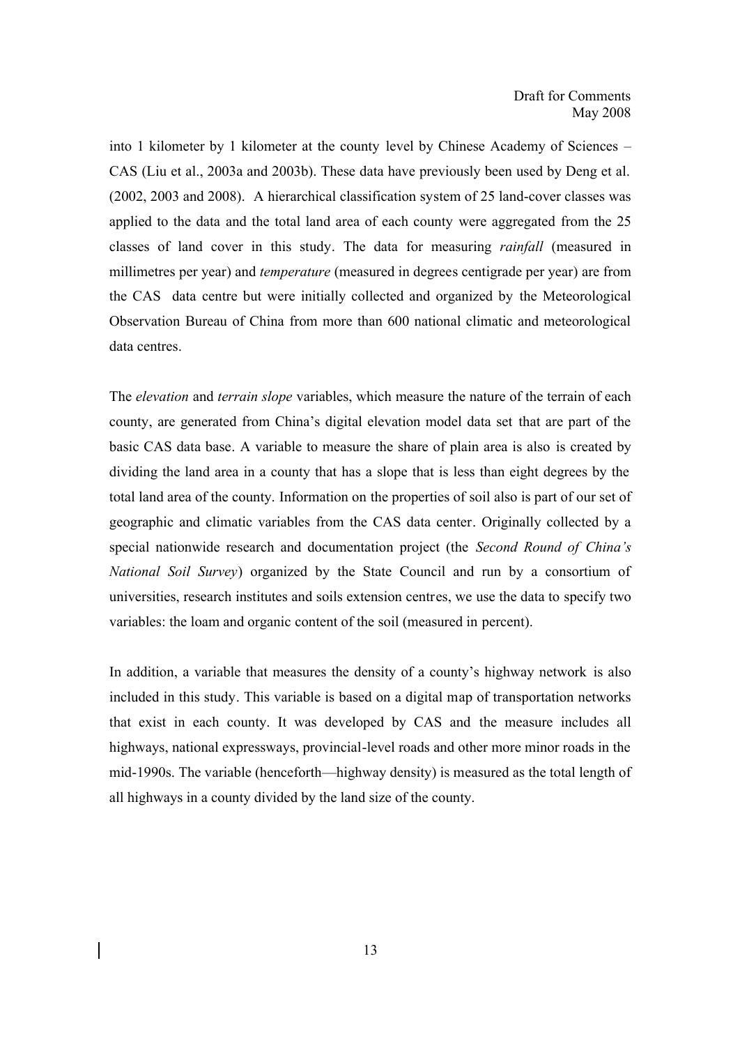into 1 kilometer by 1 kilometer at the county level by Chinese Academy of Sciences – CAS (Liu et al., 2003a and 2003b). These data have previously been used by Deng et al. (2002, 2003 and 2008). A hierarchical classification system of 25 land-cover classes was applied to the data and the total land area of each county were aggregated from the 25 classes of land cover in this study. The data for measuring *rainfall* (measured in millimetres per year) and *temperature* (measured in degrees centigrade per year) are from the CAS data centre but were initially collected and organized by the Meteorological Observation Bureau of China from more than 600 national climatic and meteorological data centres.

The *elevation* and *terrain slope* variables, which measure the nature of the terrain of each county, are generated from China's digital elevation model data set that are part of the basic CAS data base. A variable to measure the share of plain area is also is created by dividing the land area in a county that has a slope that is less than eight degrees by the total land area of the county. Information on the properties of soil also is part of our set of geographic and climatic variables from the CAS data center. Originally collected by a special nationwide research and documentation project (the *Second Round of China's National Soil Survey*) organized by the State Council and run by a consortium of universities, research institutes and soils extension centres, we use the data to specify two variables: the loam and organic content of the soil (measured in percent).

In addition, a variable that measures the density of a county's highway network is also included in this study. This variable is based on a digital map of transportation networks that exist in each county. It was developed by CAS and the measure includes all highways, national expressways, provincial-level roads and other more minor roads in the mid-1990s. The variable (henceforth—highway density) is measured as the total length of all highways in a county divided by the land size of the county.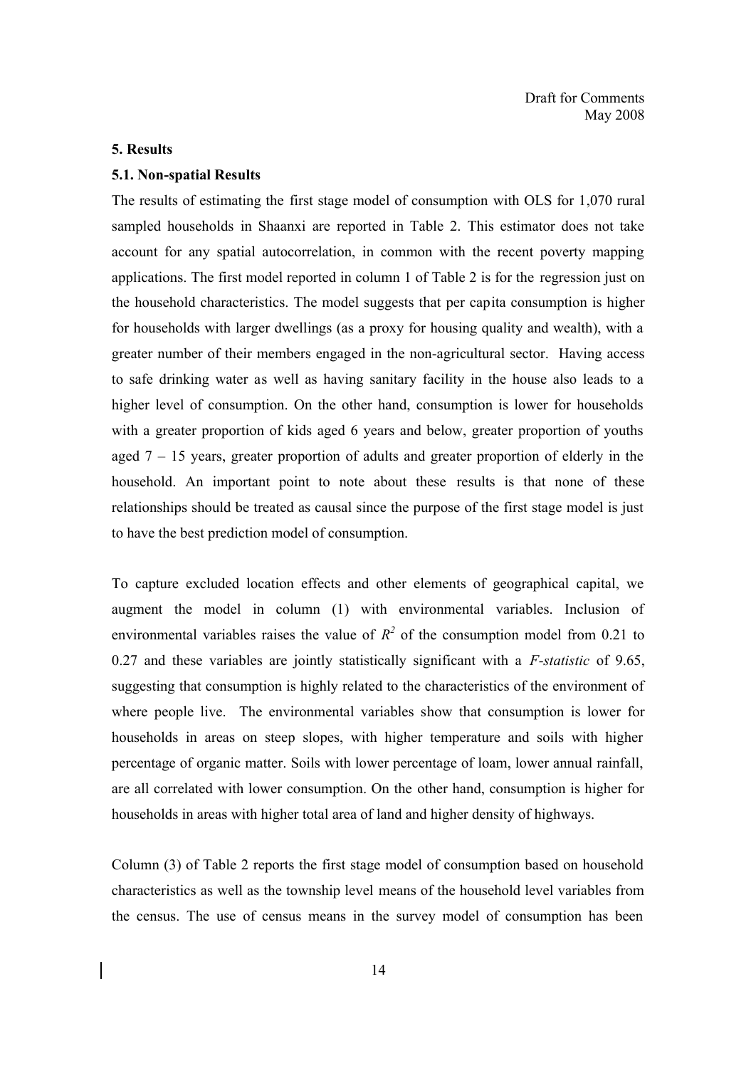## 5. Results

### 5.1. Non-spatial Results

The results of estimating the first stage model of consumption with OLS for 1,070 rural sampled households in Shaanxi are reported in Table 2. This estimator does not take account for any spatial autocorrelation, in common with the recent poverty mapping applications. The first model reported in column 1 of Table 2 is for the regression just on the household characteristics. The model suggests that per capita consumption is higher for households with larger dwellings (as a proxy for housing quality and wealth), with a greater number of their members engaged in the non-agricultural sector. Having access to safe drinking water as well as having sanitary facility in the house also leads to a higher level of consumption. On the other hand, consumption is lower for households with a greater proportion of kids aged 6 years and below, greater proportion of youths aged 7 – 15 years, greater proportion of adults and greater proportion of elderly in the household. An important point to note about these results is that none of these relationships should be treated as causal since the purpose of the first stage model is just to have the best prediction model of consumption.

To capture excluded location effects and other elements of geographical capital, we augment the model in column (1) with environmental variables. Inclusion of environmental variables raises the value of $R^2$ of the consumption model from 0.21 to 0.27 and these variables are jointly statistically significant with a *F-statistic* of 9.65, suggesting that consumption is highly related to the characteristics of the environment of where people live. The environmental variables show that consumption is lower for households in areas on steep slopes, with higher temperature and soils with higher percentage of organic matter. Soils with lower percentage of loam, lower annual rainfall, are all correlated with lower consumption. On the other hand, consumption is higher for households in areas with higher total area of land and higher density of highways.

Column (3) of Table 2 reports the first stage model of consumption based on household characteristics as well as the township level means of the household level variables from the census. The use of census means in the survey model of consumption has been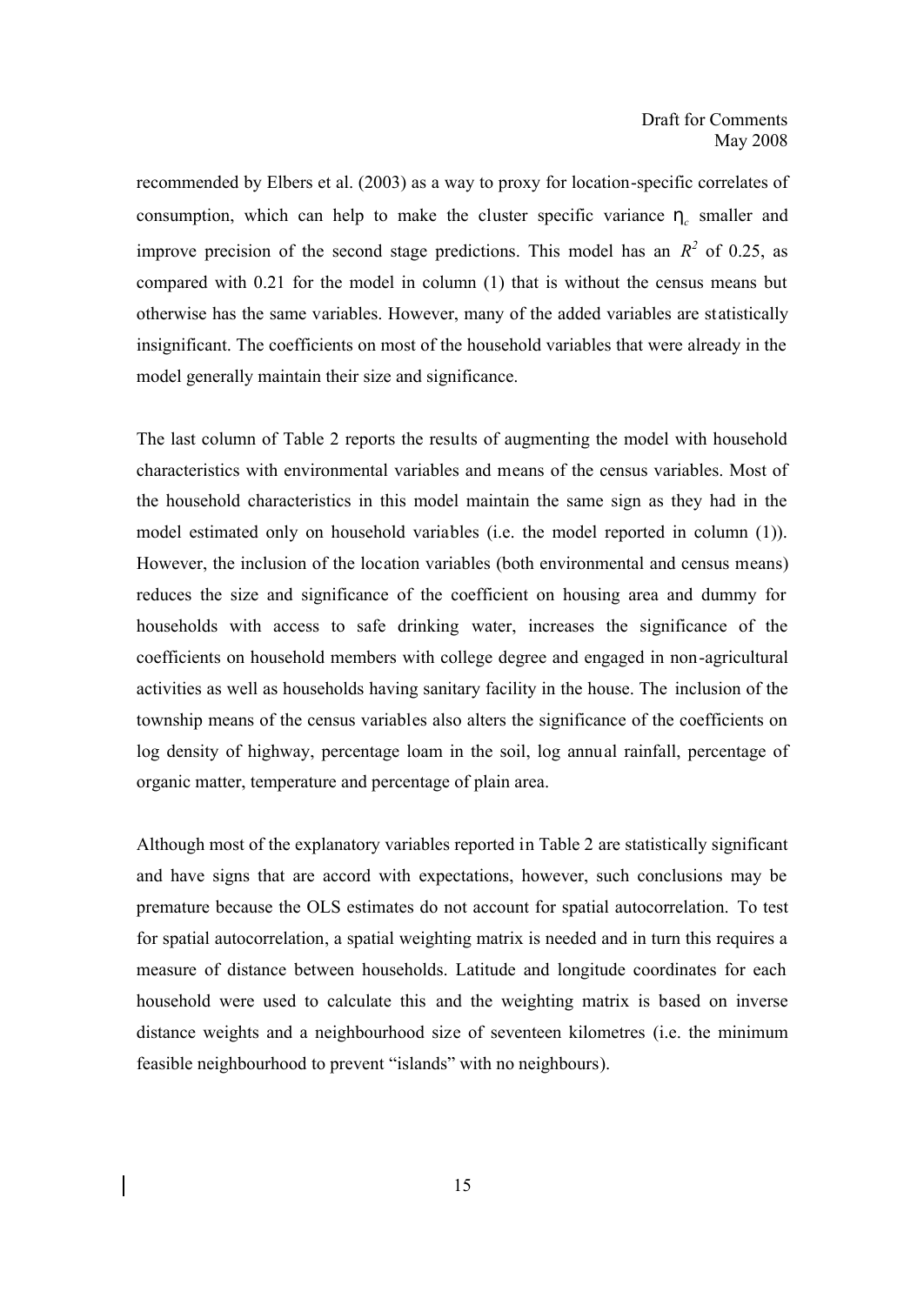recommended by Elbers et al. (2003) as a way to proxy for location-specific correlates of consumption, which can help to make the cluster specific variance $\eta_c$ smaller and improve precision of the second stage predictions. This model has an $R^2$ of 0.25, as compared with 0.21 for the model in column (1) that is without the census means but otherwise has the same variables. However, many of the added variables are statistically insignificant. The coefficients on most of the household variables that were already in the model generally maintain their size and significance.

The last column of Table 2 reports the results of augmenting the model with household characteristics with environmental variables and means of the census variables. Most of the household characteristics in this model maintain the same sign as they had in the model estimated only on household variables (i.e. the model reported in column (1)). However, the inclusion of the location variables (both environmental and census means) reduces the size and significance of the coefficient on housing area and dummy for households with access to safe drinking water, increases the significance of the coefficients on household members with college degree and engaged in non-agricultural activities as well as households having sanitary facility in the house. The inclusion of the township means of the census variables also alters the significance of the coefficients on log density of highway, percentage loam in the soil, log annual rainfall, percentage of organic matter, temperature and percentage of plain area.

Although most of the explanatory variables reported in Table 2 are statistically significant and have signs that are accord with expectations, however, such conclusions may be premature because the OLS estimates do not account for spatial autocorrelation. To test for spatial autocorrelation, a spatial weighting matrix is needed and in turn this requires a measure of distance between households. Latitude and longitude coordinates for each household were used to calculate this and the weighting matrix is based on inverse distance weights and a neighbourhood size of seventeen kilometres (i.e. the minimum feasible neighbourhood to prevent "islands" with no neighbours).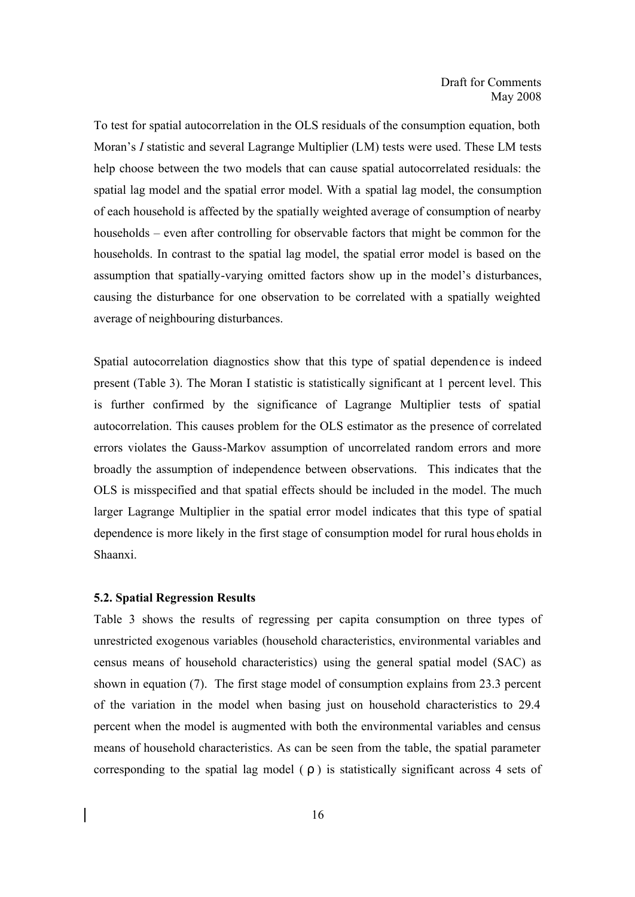To test for spatial autocorrelation in the OLS residuals of the consumption equation, both Moran's *I* statistic and several Lagrange Multiplier (LM) tests were used. These LM tests help choose between the two models that can cause spatial autocorrelated residuals: the spatial lag model and the spatial error model. With a spatial lag model, the consumption of each household is affected by the spatially weighted average of consumption of nearby households – even after controlling for observable factors that might be common for the households. In contrast to the spatial lag model, the spatial error model is based on the assumption that spatially-varying omitted factors show up in the model's disturbances, causing the disturbance for one observation to be correlated with a spatially weighted average of neighbouring disturbances.

Spatial autocorrelation diagnostics show that this type of spatial dependence is indeed present (Table 3). The Moran I statistic is statistically significant at 1 percent level. This is further confirmed by the significance of Lagrange Multiplier tests of spatial autocorrelation. This causes problem for the OLS estimator as the presence of correlated errors violates the Gauss-Markov assumption of uncorrelated random errors and more broadly the assumption of independence between observations. This indicates that the OLS is misspecified and that spatial effects should be included in the model. The much larger Lagrange Multiplier in the spatial error model indicates that this type of spatial dependence is more likely in the first stage of consumption model for rural households in Shaanxi.

### 5.2. Spatial Regression Results

Table 3 shows the results of regressing per capita consumption on three types of unrestricted exogenous variables (household characteristics, environmental variables and census means of household characteristics) using the general spatial model (SAC) as shown in equation (7). The first stage model of consumption explains from 23.3 percent of the variation in the model when basing just on household characteristics to 29.4 percent when the model is augmented with both the environmental variables and census means of household characteristics. As can be seen from the table, the spatial parameter corresponding to the spatial lag model ( $\rho$ ) is statistically significant across 4 sets of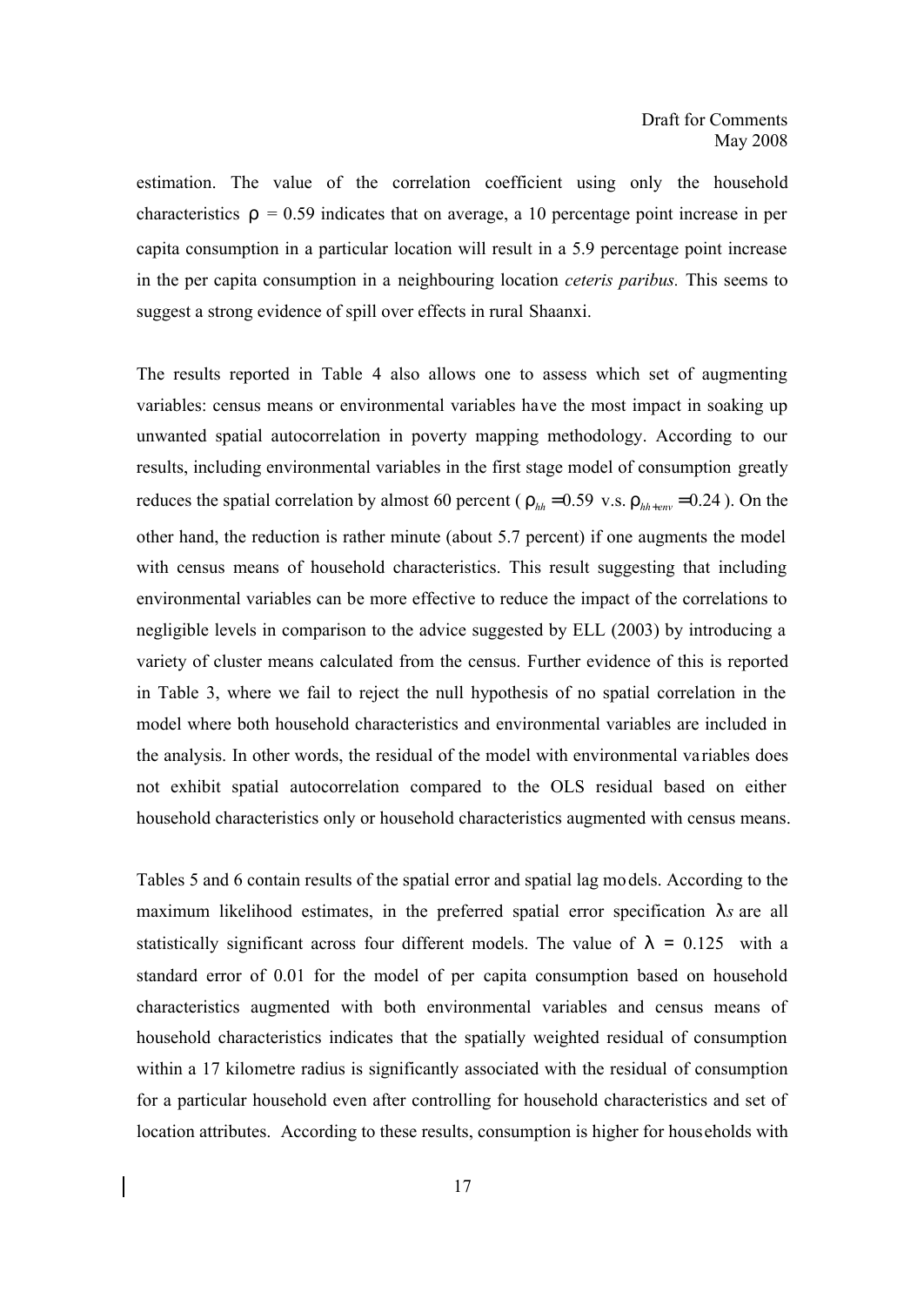estimation. The value of the correlation coefficient using only the household characteristics $\rho = 0.59$ indicates that on average, a 10 percentage point increase in per capita consumption in a particular location will result in a 5.9 percentage point increase in the per capita consumption in a neighbouring location *ceteris paribus.* This seems to suggest a strong evidence of spill over effects in rural Shaanxi.

The results reported in Table 4 also allows one to assess which set of augmenting variables: census means or environmental variables have the most impact in soaking up unwanted spatial autocorrelation in poverty mapping methodology. According to our results, including environmental variables in the first stage model of consumption greatly reduces the spatial correlation by almost 60 percent ( $\rho_{hh} = 0.59$ v.s. $\rho_{hh+env} = 0.24$ ). On the other hand, the reduction is rather minute (about 5.7 percent) if one augments the model with census means of household characteristics. This result suggesting that including environmental variables can be more effective to reduce the impact of the correlations to negligible levels in comparison to the advice suggested by ELL (2003) by introducing a variety of cluster means calculated from the census. Further evidence of this is reported in Table 3, where we fail to reject the null hypothesis of no spatial correlation in the model where both household characteristics and environmental variables are included in the analysis. In other words, the residual of the model with environmental variables does not exhibit spatial autocorrelation compared to the OLS residual based on either household characteristics only or household characteristics augmented with census means.

Tables 5 and 6 contain results of the spatial error and spatial lag models. According to the maximum likelihood estimates, in the preferred spatial error specification $\lambda s$ are all statistically significant across four different models. The value of $\lambda = 0.125$ with a standard error of 0.01 for the model of per capita consumption based on household characteristics augmented with both environmental variables and census means of household characteristics indicates that the spatially weighted residual of consumption within a 17 kilometre radius is significantly associated with the residual of consumption for a particular household even after controlling for household characteristics and set of location attributes. According to these results, consumption is higher for households with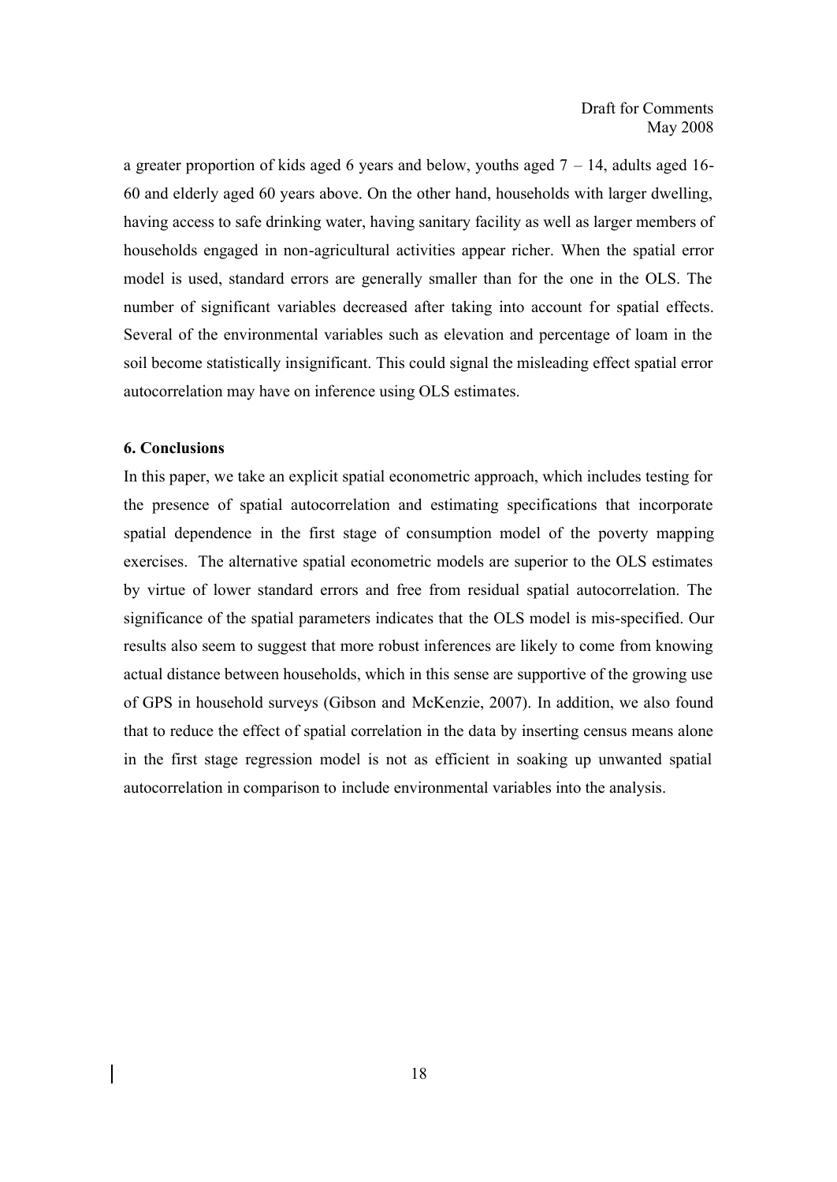a greater proportion of kids aged 6 years and below, youths aged 7 – 14, adults aged 16-60 and elderly aged 60 years above. On the other hand, households with larger dwelling, having access to safe drinking water, having sanitary facility as well as larger members of households engaged in non-agricultural activities appear richer. When the spatial error model is used, standard errors are generally smaller than for the one in the OLS. The number of significant variables decreased after taking into account for spatial effects. Several of the environmental variables such as elevation and percentage of loam in the soil become statistically insignificant. This could signal the misleading effect spatial error autocorrelation may have on inference using OLS estimates.

## 6. Conclusions

In this paper, we take an explicit spatial econometric approach, which includes testing for the presence of spatial autocorrelation and estimating specifications that incorporate spatial dependence in the first stage of consumption model of the poverty mapping exercises. The alternative spatial econometric models are superior to the OLS estimates by virtue of lower standard errors and free from residual spatial autocorrelation. The significance of the spatial parameters indicates that the OLS model is mis-specified. Our results also seem to suggest that more robust inferences are likely to come from knowing actual distance between households, which in this sense are supportive of the growing use of GPS in household surveys (Gibson and McKenzie, 2007). In addition, we also found that to reduce the effect of spatial correlation in the data by inserting census means alone in the first stage regression model is not as efficient in soaking up unwanted spatial autocorrelation in comparison to include environmental variables into the analysis.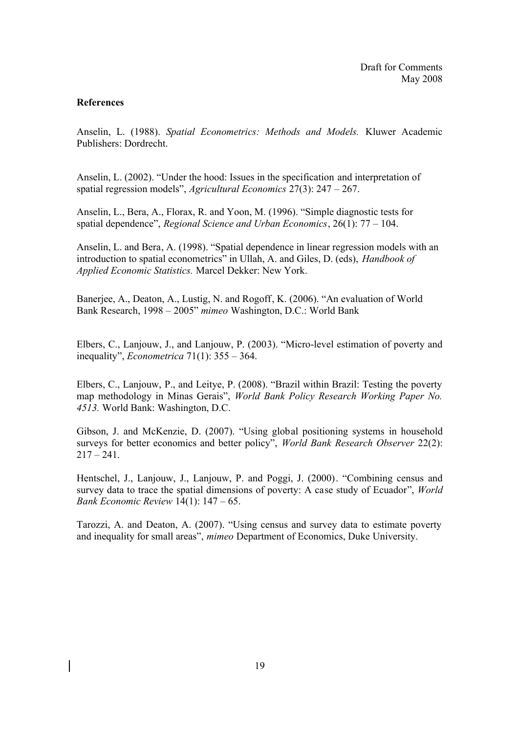Draft for Comments
May 2008

**References**

Anselin, L. (1988). *Spatial Econometrics: Methods and Models.* Kluwer Academic Publishers: Dordrecht.

Anselin, L. (2002). "Under the hood: Issues in the specification and interpretation of spatial regression models", *Agricultural Economics* 27(3): 247 – 267.

Anselin, L., Bera, A., Florax, R. and Yoon, M. (1996). "Simple diagnostic tests for spatial dependence", *Regional Science and Urban Economics*, 26(1): 77 – 104.

Anselin, L. and Bera, A. (1998). "Spatial dependence in linear regression models with an introduction to spatial econometrics" in Ullah, A. and Giles, D. (eds), *Handbook of Applied Economic Statistics.* Marcel Dekker: New York.

Banerjee, A., Deaton, A., Lustig, N. and Rogoff, K. (2006). "An evaluation of World Bank Research, 1998 – 2005" *mimeo* Washington, D.C.: World Bank

Elbers, C., Lanjouw, J., and Lanjouw, P. (2003). "Micro-level estimation of poverty and inequality", *Econometrica* 71(1): 355 – 364.

Elbers, C., Lanjouw, P., and Leitye, P. (2008). "Brazil within Brazil: Testing the poverty map methodology in Minas Gerais", *World Bank Policy Research Working Paper No. 4513.* World Bank: Washington, D.C.

Gibson, J. and McKenzie, D. (2007). "Using global positioning systems in household surveys for better economics and better policy", *World Bank Research Observer* 22(2): 217 – 241.

Hentschel, J., Lanjouw, J., Lanjouw, P. and Poggi, J. (2000). "Combining census and survey data to trace the spatial dimensions of poverty: A case study of Ecuador", *World Bank Economic Review* 14(1): 147 – 65.

Tarozzi, A. and Deaton, A. (2007). "Using census and survey data to estimate poverty and inequality for small areas", *mimeo* Department of Economics, Duke University.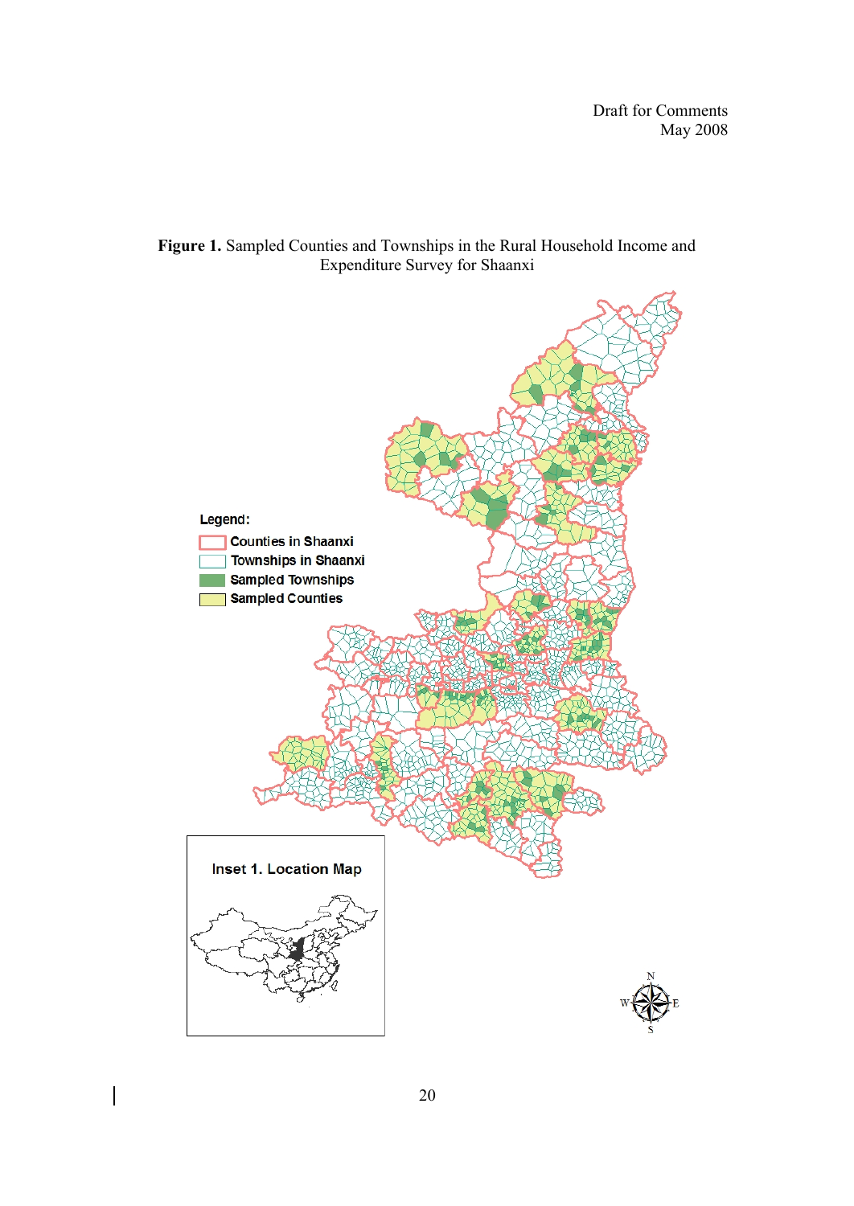Draft for Comments
May 2008

**Figure 1.** Sampled Counties and Townships in the Rural Household Income and Expenditure Survey for Shaanxi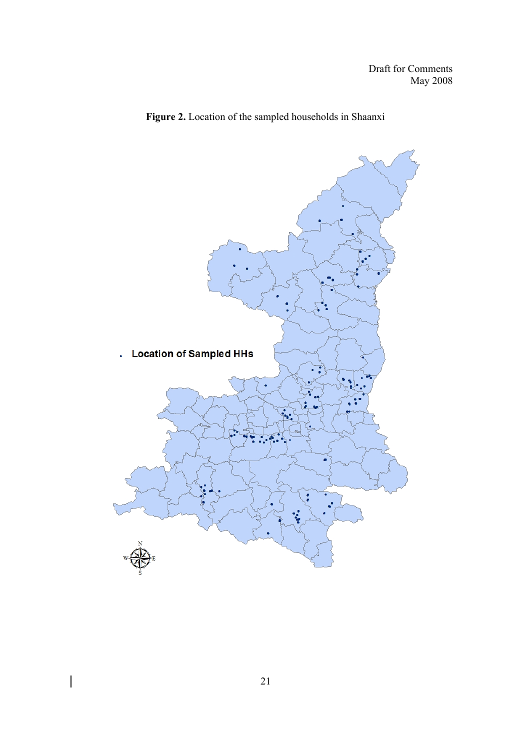Draft for Comments
May 2008

**Figure 2.** Location of the sampled households in Shaanxi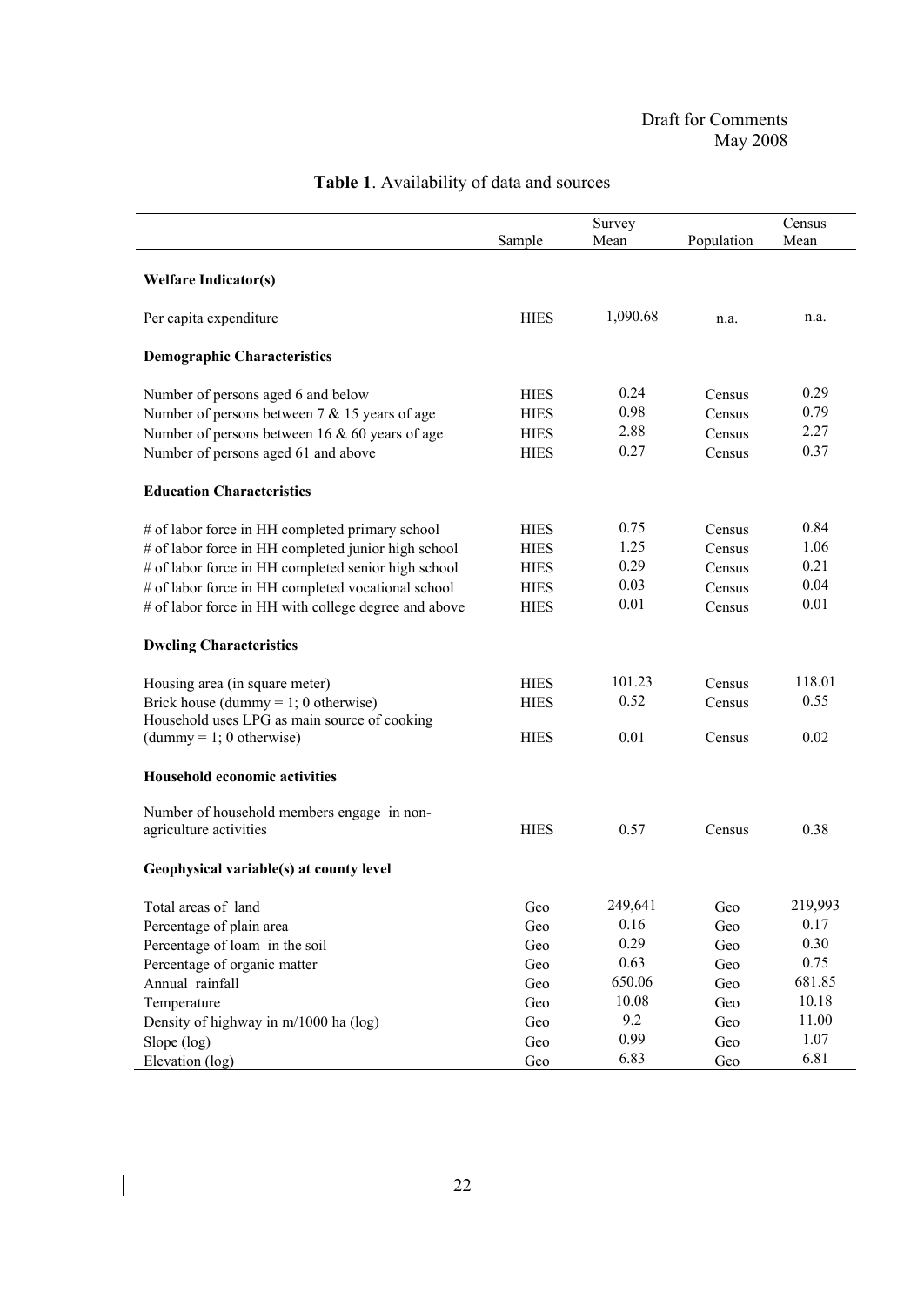Draft for Comments
May 2008

**Table 1**. Availability of data and sources

| | Sample | Survey Mean | Population | Census Mean |
|---|---|---|---|---|
| **Welfare Indicator(s)** | | | | |
| Per capita expenditure | HIES | 1,090.68 | n.a. | n.a. |
| **Demographic Characteristics** | | | | |
| Number of persons aged 6 and below | HIES | 0.24 | Census | 0.29 |
| Number of persons between 7 & 15 years of age | HIES | 0.98 | Census | 0.79 |
| Number of persons between 16 & 60 years of age | HIES | 2.88 | Census | 2.27 |
| Number of persons aged 61 and above | HIES | 0.27 | Census | 0.37 |
| **Education Characteristics** | | | | |
| # of labor force in HH completed primary school | HIES | 0.75 | Census | 0.84 |
| # of labor force in HH completed junior high school | HIES | 1.25 | Census | 1.06 |
| # of labor force in HH completed senior high school | HIES | 0.29 | Census | 0.21 |
| # of labor force in HH completed vocational school | HIES | 0.03 | Census | 0.04 |
| # of labor force in HH with college degree and above | HIES | 0.01 | Census | 0.01 |
| **Dweling Characteristics** | | | | |
| Housing area (in square meter) | HIES | 101.23 | Census | 118.01 |
| Brick house (dummy = 1; 0 otherwise) | HIES | 0.52 | Census | 0.55 |
| Household uses LPG as main source of cooking (dummy = 1; 0 otherwise) | HIES | 0.01 | Census | 0.02 |
| **Household economic activities** | | | | |
| Number of household members engage in non-agriculture activities | HIES | 0.57 | Census | 0.38 |
| **Geophysical variable(s) at county level** | | | | |
| Total areas of land | Geo | 249,641 | Geo | 219,993 |
| Percentage of plain area | Geo | 0.16 | Geo | 0.17 |
| Percentage of loam in the soil | Geo | 0.29 | Geo | 0.30 |
| Percentage of organic matter | Geo | 0.63 | Geo | 0.75 |
| Annual rainfall | Geo | 650.06 | Geo | 681.85 |
| Temperature | Geo | 10.08 | Geo | 10.18 |
| Density of highway in m/1000 ha (log) | Geo | 9.2 | Geo | 11.00 |
| Slope (log) | Geo | 0.99 | Geo | 1.07 |
| Elevation (log) | Geo | 6.83 | Geo | 6.81 |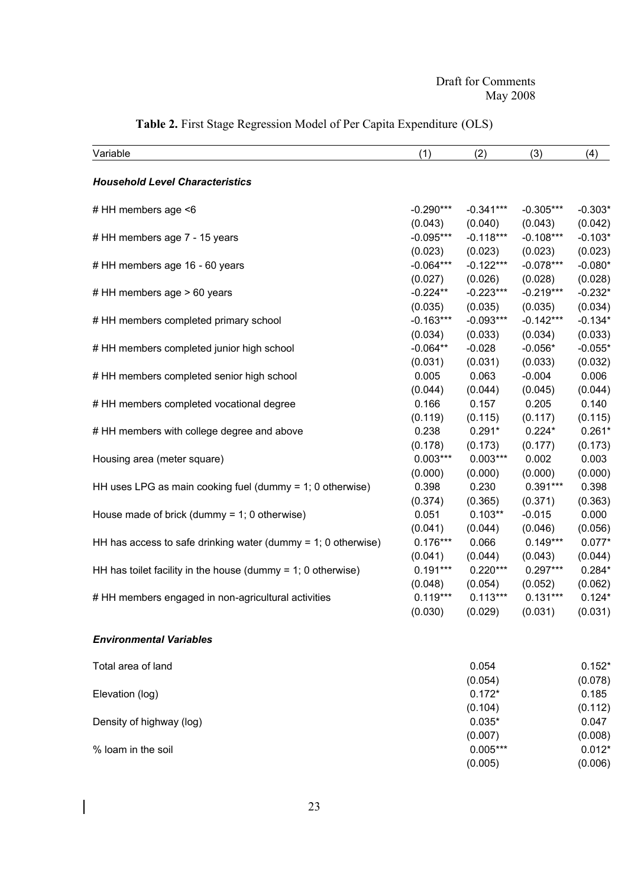**Table 2.** First Stage Regression Model of Per Capita Expenditure (OLS)

| Variable | (1) | (2) | (3) | (4) |
|---|---|---|---|---|
| ***Household Level Characteristics*** | | | | |
| # HH members age <6 | -0.290*** | -0.341*** | -0.305*** | -0.303* |
| | (0.043) | (0.040) | (0.043) | (0.042) |
| # HH members age 7 - 15 years | -0.095*** | -0.118*** | -0.108*** | -0.103* |
| | (0.023) | (0.023) | (0.023) | (0.023) |
| # HH members age 16 - 60 years | -0.064*** | -0.122*** | -0.078*** | -0.080* |
| | (0.027) | (0.026) | (0.028) | (0.028) |
| # HH members age > 60 years | -0.224** | -0.223*** | -0.219*** | -0.232* |
| | (0.035) | (0.035) | (0.035) | (0.034) |
| # HH members completed primary school | -0.163*** | -0.093*** | -0.142*** | -0.134* |
| | (0.034) | (0.033) | (0.034) | (0.033) |
| # HH members completed junior high school | -0.064** | -0.028 | -0.056* | -0.055* |
| | (0.031) | (0.031) | (0.033) | (0.032) |
| # HH members completed senior high school | 0.005 | 0.063 | -0.004 | 0.006 |
| | (0.044) | (0.044) | (0.045) | (0.044) |
| # HH members completed vocational degree | 0.166 | 0.157 | 0.205 | 0.140 |
| | (0.119) | (0.115) | (0.117) | (0.115) |
| # HH members with college degree and above | 0.238 | 0.291* | 0.224* | 0.261* |
| | (0.178) | (0.173) | (0.177) | (0.173) |
| Housing area (meter square) | 0.003*** | 0.003*** | 0.002 | 0.003 |
| | (0.000) | (0.000) | (0.000) | (0.000) |
| HH uses LPG as main cooking fuel (dummy = 1; 0 otherwise) | 0.398 | 0.230 | 0.391*** | 0.398 |
| | (0.374) | (0.365) | (0.371) | (0.363) |
| House made of brick (dummy = 1; 0 otherwise) | 0.051 | 0.103** | -0.015 | 0.000 |
| | (0.041) | (0.044) | (0.046) | (0.056) |
| HH has access to safe drinking water (dummy = 1; 0 otherwise) | 0.176*** | 0.066 | 0.149*** | 0.077* |
| | (0.041) | (0.044) | (0.043) | (0.044) |
| HH has toilet facility in the house (dummy = 1; 0 otherwise) | 0.191*** | 0.220*** | 0.297*** | 0.284* |
| | (0.048) | (0.054) | (0.052) | (0.062) |
| # HH members engaged in non-agricultural activities | 0.119*** | 0.113*** | 0.131*** | 0.124* |
| | (0.030) | (0.029) | (0.031) | (0.031) |
| ***Environmental Variables*** | | | | |
| Total area of land | | 0.054 | | 0.152* |
| | | (0.054) | | (0.078) |
| Elevation (log) | | 0.172* | | 0.185 |
| | | (0.104) | | (0.112) |
| Density of highway (log) | | 0.035* | | 0.047 |
| | | (0.007) | | (0.008) |
| % loam in the soil | | 0.005*** | | 0.012* |
| | | (0.005) | | (0.006) |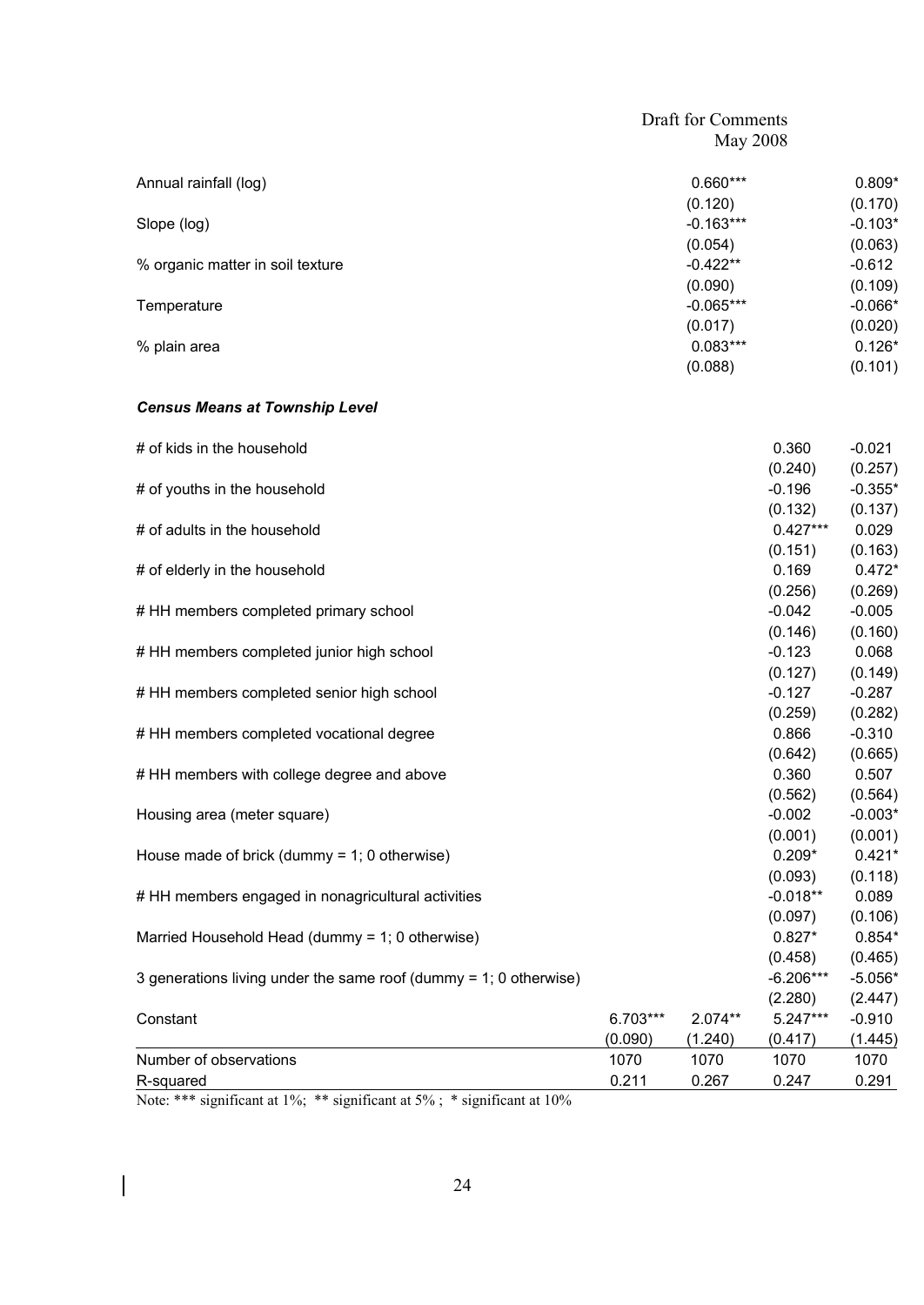Draft for Comments
May 2008

| | (1) | (2) | (3) | (4) |
|---|---|---|---|---|
| Annual rainfall (log) | | 0.660*** | | 0.809* |
| | | (0.120) | | (0.170) |
| Slope (log) | | -0.163*** | | -0.103* |
| | | (0.054) | | (0.063) |
| % organic matter in soil texture | | -0.422** | | -0.612 |
| | | (0.090) | | (0.109) |
| Temperature | | -0.065*** | | -0.066* |
| | | (0.017) | | (0.020) |
| % plain area | | 0.083*** | | 0.126* |
| | | (0.088) | | (0.101) |
| ***Census Means at Township Level*** | | | | |
| # of kids in the household | | | 0.360 | -0.021 |
| | | | (0.240) | (0.257) |
| # of youths in the household | | | -0.196 | -0.355* |
| | | | (0.132) | (0.137) |
| # of adults in the household | | | 0.427*** | 0.029 |
| | | | (0.151) | (0.163) |
| # of elderly in the household | | | 0.169 | 0.472* |
| | | | (0.256) | (0.269) |
| # HH members completed primary school | | | -0.042 | -0.005 |
| | | | (0.146) | (0.160) |
| # HH members completed junior high school | | | -0.123 | 0.068 |
| | | | (0.127) | (0.149) |
| # HH members completed senior high school | | | -0.127 | -0.287 |
| | | | (0.259) | (0.282) |
| # HH members completed vocational degree | | | 0.866 | -0.310 |
| | | | (0.642) | (0.665) |
| # HH members with college degree and above | | | 0.360 | 0.507 |
| | | | (0.562) | (0.564) |
| Housing area (meter square) | | | -0.002 | -0.003* |
| | | | (0.001) | (0.001) |
| House made of brick (dummy = 1; 0 otherwise) | | | 0.209* | 0.421* |
| | | | (0.093) | (0.118) |
| # HH members engaged in nonagricultural activities | | | -0.018** | 0.089 |
| | | | (0.097) | (0.106) |
| Married Household Head (dummy = 1; 0 otherwise) | | | 0.827* | 0.854* |
| | | | (0.458) | (0.465) |
| 3 generations living under the same roof (dummy = 1; 0 otherwise) | | | -6.206*** | -5.056* |
| | | | (2.280) | (2.447) |
| Constant | 6.703*** | 2.074** | 5.247*** | -0.910 |
| | (0.090) | (1.240) | (0.417) | (1.445) |
| Number of observations | 1070 | 1070 | 1070 | 1070 |
| R-squared | 0.211 | 0.267 | 0.247 | 0.291 |

Note: *** significant at 1%; ** significant at 5% ; * significant at 10%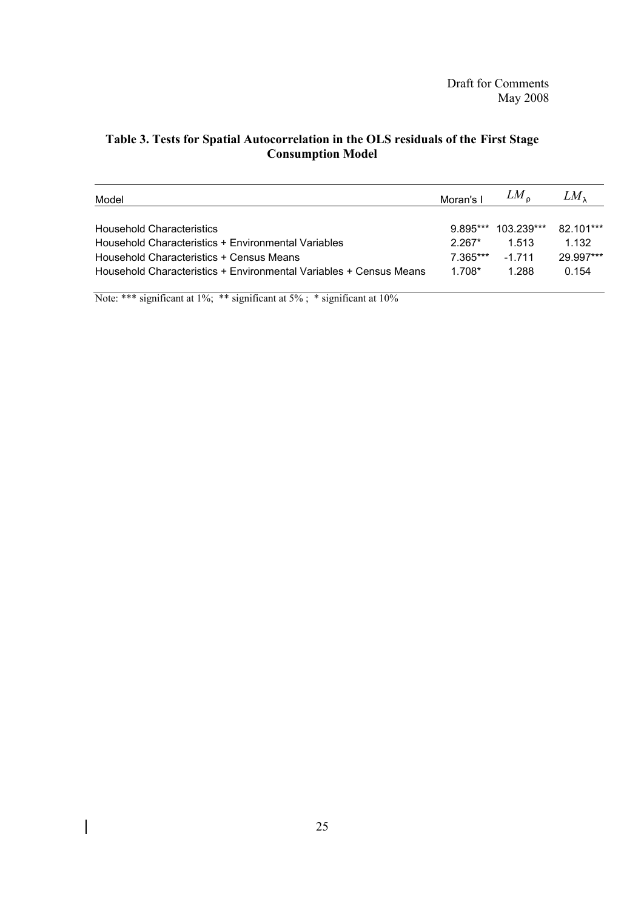**Table 3. Tests for Spatial Autocorrelation in the OLS residuals of the First Stage Consumption Model**

| Model | Moran's I | $LM_\rho$ | $LM_\lambda$ |
|---|---|---|---|
| Household Characteristics | 9.895*** | 103.239*** | 82.101*** |
| Household Characteristics + Environmental Variables | 2.267* | 1.513 | 1.132 |
| Household Characteristics + Census Means | 7.365*** | -1.711 | 29.997*** |
| Household Characteristics + Environmental Variables + Census Means | 1.708* | 1.288 | 0.154 |

Note: *** significant at 1%; ** significant at 5% ; * significant at 10%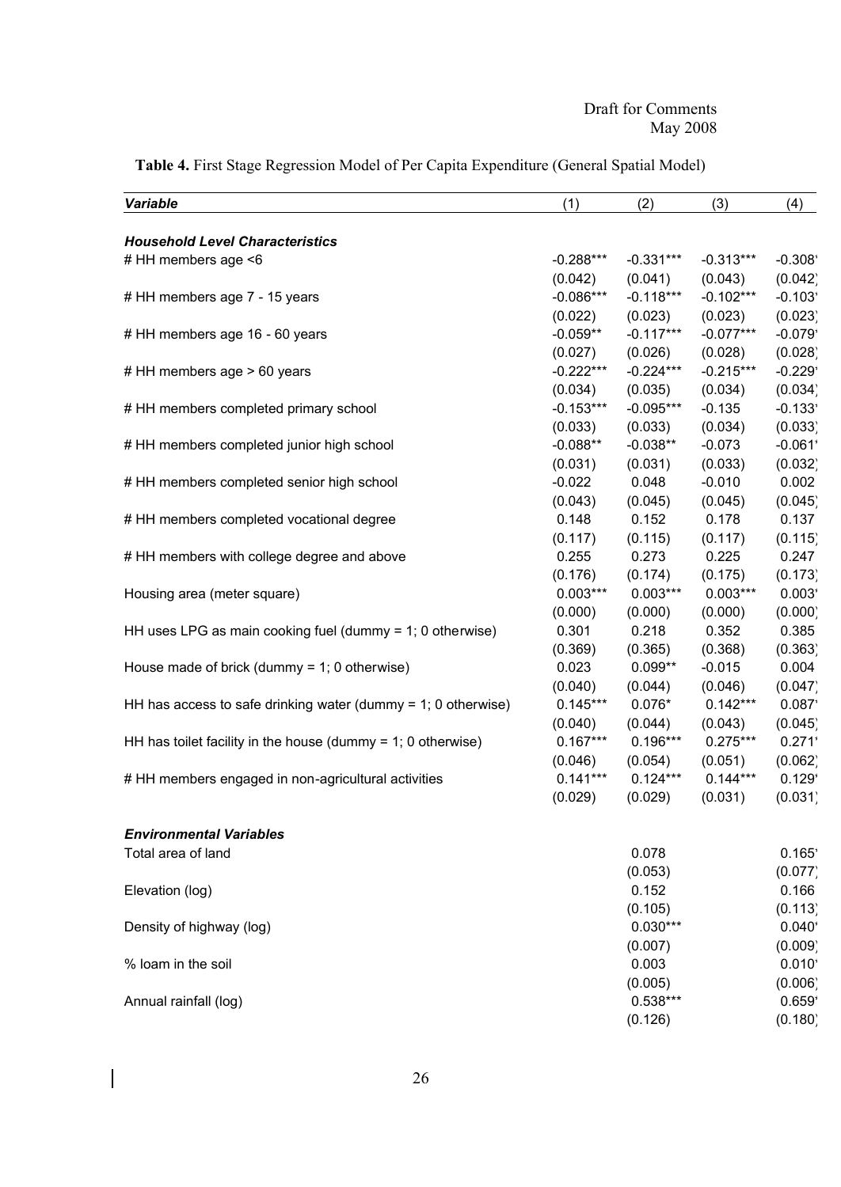Draft for Comments
May 2008

**Table 4.** First Stage Regression Model of Per Capita Expenditure (General Spatial Model)

| *Variable* | (1) | (2) | (3) | (4) |
|---|---|---|---|---|
| ***Household Level Characteristics*** | | | | |
| # HH members age <6 | -0.288*** | -0.331*** | -0.313*** | -0.308 |
| | (0.042) | (0.041) | (0.043) | (0.042) |
| # HH members age 7 - 15 years | -0.086*** | -0.118*** | -0.102*** | -0.103 |
| | (0.022) | (0.023) | (0.023) | (0.023) |
| # HH members age 16 - 60 years | -0.059** | -0.117*** | -0.077*** | -0.079 |
| | (0.027) | (0.026) | (0.028) | (0.028) |
| # HH members age > 60 years | -0.222*** | -0.224*** | -0.215*** | -0.229 |
| | (0.034) | (0.035) | (0.034) | (0.034) |
| # HH members completed primary school | -0.153*** | -0.095*** | -0.135 | -0.133 |
| | (0.033) | (0.033) | (0.034) | (0.033) |
| # HH members completed junior high school | -0.088** | -0.038** | -0.073 | -0.061 |
| | (0.031) | (0.031) | (0.033) | (0.032) |
| # HH members completed senior high school | -0.022 | 0.048 | -0.010 | 0.002 |
| | (0.043) | (0.045) | (0.045) | (0.045) |
| # HH members completed vocational degree | 0.148 | 0.152 | 0.178 | 0.137 |
| | (0.117) | (0.115) | (0.117) | (0.115) |
| # HH members with college degree and above | 0.255 | 0.273 | 0.225 | 0.247 |
| | (0.176) | (0.174) | (0.175) | (0.173) |
| Housing area (meter square) | 0.003*** | 0.003*** | 0.003*** | 0.003 |
| | (0.000) | (0.000) | (0.000) | (0.000) |
| HH uses LPG as main cooking fuel (dummy = 1; 0 otherwise) | 0.301 | 0.218 | 0.352 | 0.385 |
| | (0.369) | (0.365) | (0.368) | (0.363) |
| House made of brick (dummy = 1; 0 otherwise) | 0.023 | 0.099** | -0.015 | 0.004 |
| | (0.040) | (0.044) | (0.046) | (0.047) |
| HH has access to safe drinking water (dummy = 1; 0 otherwise) | 0.145*** | 0.076* | 0.142*** | 0.087 |
| | (0.040) | (0.044) | (0.043) | (0.045) |
| HH has toilet facility in the house (dummy = 1; 0 otherwise) | 0.167*** | 0.196*** | 0.275*** | 0.271 |
| | (0.046) | (0.054) | (0.051) | (0.062) |
| # HH members engaged in non-agricultural activities | 0.141*** | 0.124*** | 0.144*** | 0.129 |
| | (0.029) | (0.029) | (0.031) | (0.031) |
| ***Environmental Variables*** | | | | |
| Total area of land | | 0.078 | | 0.165 |
| | | (0.053) | | (0.077) |
| Elevation (log) | | 0.152 | | 0.166 |
| | | (0.105) | | (0.113) |
| Density of highway (log) | | 0.030*** | | 0.040 |
| | | (0.007) | | (0.009) |
| % loam in the soil | | 0.003 | | 0.010 |
| | | (0.005) | | (0.006) |
| Annual rainfall (log) | | 0.538*** | | 0.659 |
| | | (0.126) | | (0.180) |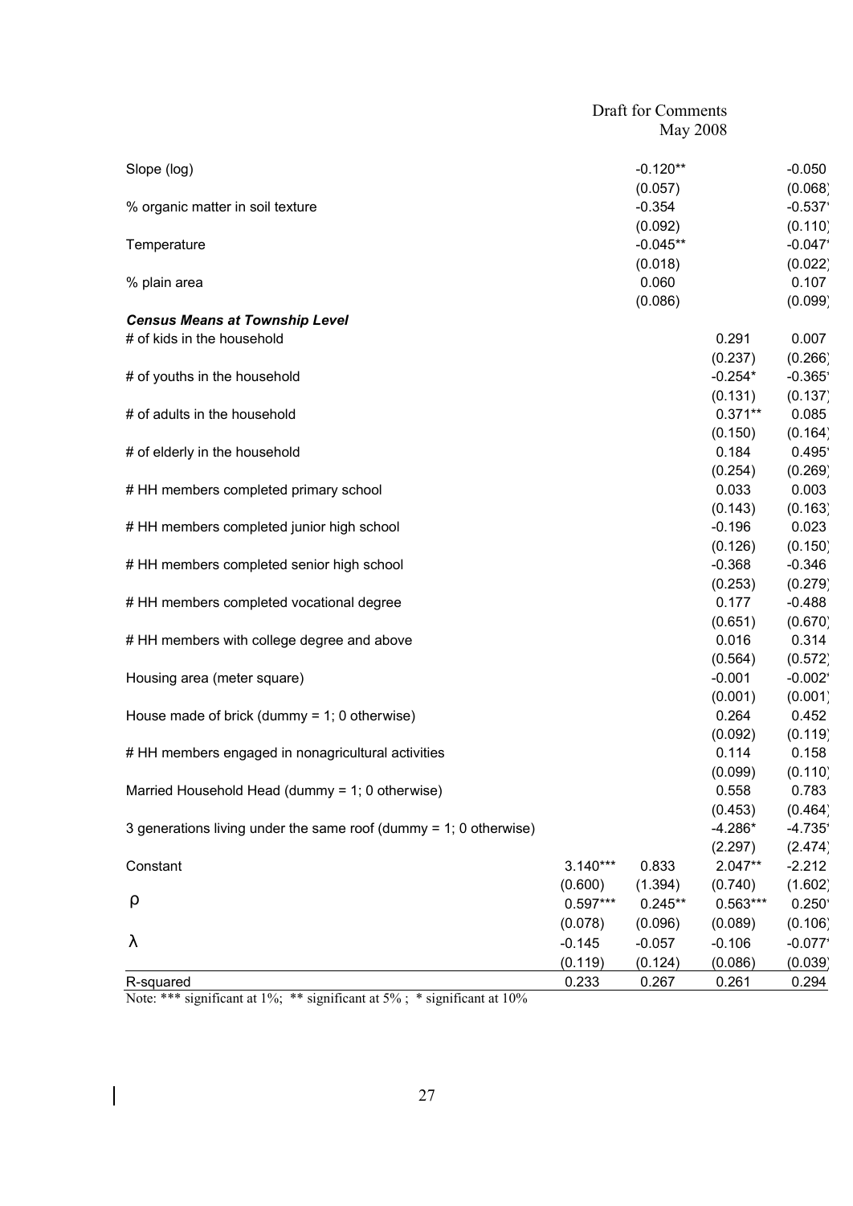| | | | | |
|---|---|---|---|---|
| Slope (log) | | -0.120** | | -0.050 |
| | | (0.057) | | (0.068) |
| % organic matter in soil texture | | -0.354 | | -0.537 |
| | | (0.092) | | (0.110) |
| Temperature | | -0.045** | | -0.047 |
| | | (0.018) | | (0.022) |
| % plain area | | 0.060 | | 0.107 |
| | | (0.086) | | (0.099) |
| ***Census Means at Township Level*** | | | | |
| # of kids in the household | | | 0.291 | 0.007 |
| | | | (0.237) | (0.266) |
| # of youths in the household | | | -0.254* | -0.365 |
| | | | (0.131) | (0.137) |
| # of adults in the household | | | 0.371** | 0.085 |
| | | | (0.150) | (0.164) |
| # of elderly in the household | | | 0.184 | 0.495 |
| | | | (0.254) | (0.269) |
| # HH members completed primary school | | | 0.033 | 0.003 |
| | | | (0.143) | (0.163) |
| # HH members completed junior high school | | | -0.196 | 0.023 |
| | | | (0.126) | (0.150) |
| # HH members completed senior high school | | | -0.368 | -0.346 |
| | | | (0.253) | (0.279) |
| # HH members completed vocational degree | | | 0.177 | -0.488 |
| | | | (0.651) | (0.670) |
| # HH members with college degree and above | | | 0.016 | 0.314 |
| | | | (0.564) | (0.572) |
| Housing area (meter square) | | | -0.001 | -0.002 |
| | | | (0.001) | (0.001) |
| House made of brick (dummy = 1; 0 otherwise) | | | 0.264 | 0.452 |
| | | | (0.092) | (0.119) |
| # HH members engaged in nonagricultural activities | | | 0.114 | 0.158 |
| | | | (0.099) | (0.110) |
| Married Household Head (dummy = 1; 0 otherwise) | | | 0.558 | 0.783 |
| | | | (0.453) | (0.464) |
| 3 generations living under the same roof (dummy = 1; 0 otherwise) | | | -4.286* | -4.735 |
| | | | (2.297) | (2.474) |
| Constant | 3.140*** | 0.833 | 2.047** | -2.212 |
| | (0.600) | (1.394) | (0.740) | (1.602) |
| $\rho$ | 0.597*** | 0.245** | 0.563*** | 0.250 |
| | (0.078) | (0.096) | (0.089) | (0.106) |
| $\lambda$ | -0.145 | -0.057 | -0.106 | -0.077 |
| | (0.119) | (0.124) | (0.086) | (0.039) |
| R-squared | 0.233 | 0.267 | 0.261 | 0.294 |

Note: *** significant at 1%; ** significant at 5% ; * significant at 10%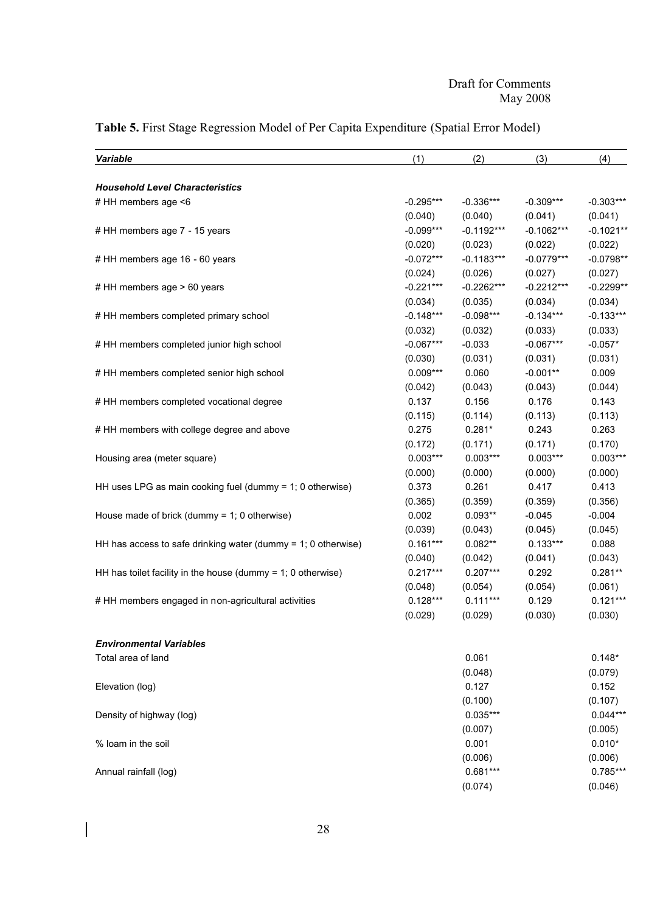**Table 5.** First Stage Regression Model of Per Capita Expenditure (Spatial Error Model)

| *Variable* | (1) | (2) | (3) | (4) |
|---|---|---|---|---|
| ***Household Level Characteristics*** | | | | |
| # HH members age <6 | -0.295*** | -0.336*** | -0.309*** | -0.303*** |
| | (0.040) | (0.040) | (0.041) | (0.041) |
| # HH members age 7 - 15 years | -0.099*** | -0.1192*** | -0.1062*** | -0.1021** |
| | (0.020) | (0.023) | (0.022) | (0.022) |
| # HH members age 16 - 60 years | -0.072*** | -0.1183*** | -0.0779*** | -0.0798** |
| | (0.024) | (0.026) | (0.027) | (0.027) |
| # HH members age > 60 years | -0.221*** | -0.2262*** | -0.2212*** | -0.2299** |
| | (0.034) | (0.035) | (0.034) | (0.034) |
| # HH members completed primary school | -0.148*** | -0.098*** | -0.134*** | -0.133*** |
| | (0.032) | (0.032) | (0.033) | (0.033) |
| # HH members completed junior high school | -0.067*** | -0.033 | -0.067*** | -0.057* |
| | (0.030) | (0.031) | (0.031) | (0.031) |
| # HH members completed senior high school | 0.009*** | 0.060 | -0.001** | 0.009 |
| | (0.042) | (0.043) | (0.043) | (0.044) |
| # HH members completed vocational degree | 0.137 | 0.156 | 0.176 | 0.143 |
| | (0.115) | (0.114) | (0.113) | (0.113) |
| # HH members with college degree and above | 0.275 | 0.281* | 0.243 | 0.263 |
| | (0.172) | (0.171) | (0.171) | (0.170) |
| Housing area (meter square) | 0.003*** | 0.003*** | 0.003*** | 0.003*** |
| | (0.000) | (0.000) | (0.000) | (0.000) |
| HH uses LPG as main cooking fuel (dummy = 1; 0 otherwise) | 0.373 | 0.261 | 0.417 | 0.413 |
| | (0.365) | (0.359) | (0.359) | (0.356) |
| House made of brick (dummy = 1; 0 otherwise) | 0.002 | 0.093** | -0.045 | -0.004 |
| | (0.039) | (0.043) | (0.045) | (0.045) |
| HH has access to safe drinking water (dummy = 1; 0 otherwise) | 0.161*** | 0.082** | 0.133*** | 0.088 |
| | (0.040) | (0.042) | (0.041) | (0.043) |
| HH has toilet facility in the house (dummy = 1; 0 otherwise) | 0.217*** | 0.207*** | 0.292 | 0.281** |
| | (0.048) | (0.054) | (0.054) | (0.061) |
| # HH members engaged in non-agricultural activities | 0.128*** | 0.111*** | 0.129 | 0.121*** |
| | (0.029) | (0.029) | (0.030) | (0.030) |
| ***Environmental Variables*** | | | | |
| Total area of land | | 0.061 | | 0.148* |
| | | (0.048) | | (0.079) |
| Elevation (log) | | 0.127 | | 0.152 |
| | | (0.100) | | (0.107) |
| Density of highway (log) | | 0.035*** | | 0.044*** |
| | | (0.007) | | (0.005) |
| % loam in the soil | | 0.001 | | 0.010* |
| | | (0.006) | | (0.006) |
| Annual rainfall (log) | | 0.681*** | | 0.785*** |
| | | (0.074) | | (0.046) |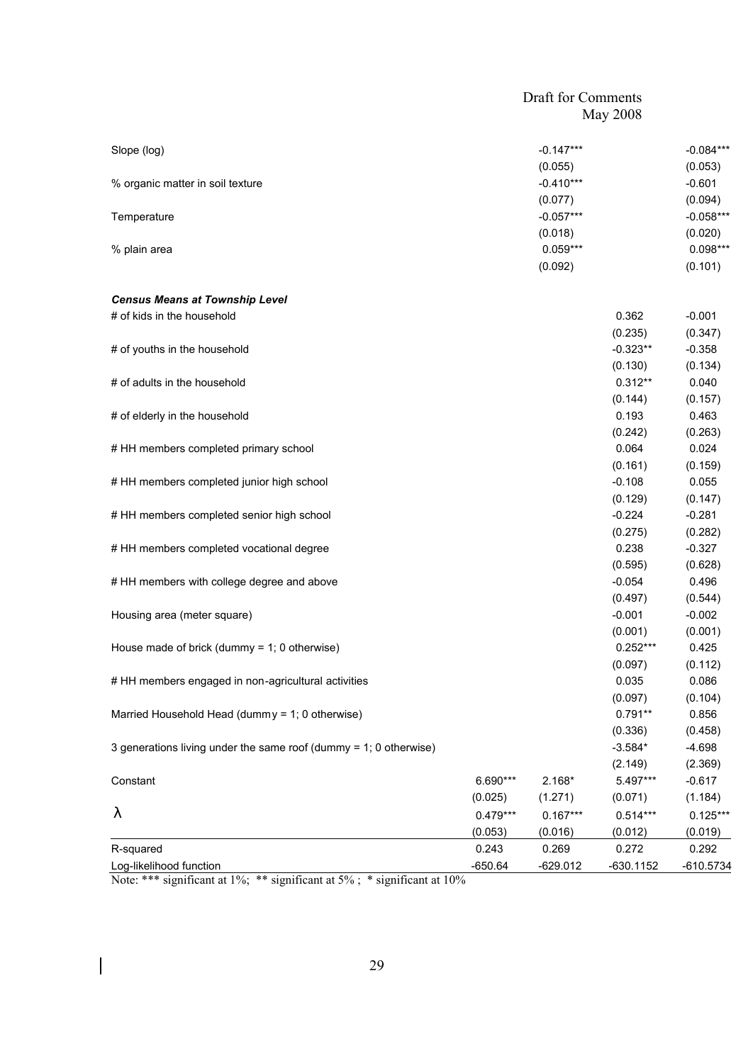| | | | | |
|---|---|---|---|---|
| Slope (log) | | -0.147*** | | -0.084*** |
| | | (0.055) | | (0.053) |
| % organic matter in soil texture | | -0.410*** | | -0.601 |
| | | (0.077) | | (0.094) |
| Temperature | | -0.057*** | | -0.058*** |
| | | (0.018) | | (0.020) |
| % plain area | | 0.059*** | | 0.098*** |
| | | (0.092) | | (0.101) |
| ***Census Means at Township Level*** | | | | |
| # of kids in the household | | | 0.362 | -0.001 |
| | | | (0.235) | (0.347) |
| # of youths in the household | | | -0.323** | -0.358 |
| | | | (0.130) | (0.134) |
| # of adults in the household | | | 0.312** | 0.040 |
| | | | (0.144) | (0.157) |
| # of elderly in the household | | | 0.193 | 0.463 |
| | | | (0.242) | (0.263) |
| # HH members completed primary school | | | 0.064 | 0.024 |
| | | | (0.161) | (0.159) |
| # HH members completed junior high school | | | -0.108 | 0.055 |
| | | | (0.129) | (0.147) |
| # HH members completed senior high school | | | -0.224 | -0.281 |
| | | | (0.275) | (0.282) |
| # HH members completed vocational degree | | | 0.238 | -0.327 |
| | | | (0.595) | (0.628) |
| # HH members with college degree and above | | | -0.054 | 0.496 |
| | | | (0.497) | (0.544) |
| Housing area (meter square) | | | -0.001 | -0.002 |
| | | | (0.001) | (0.001) |
| House made of brick (dummy = 1; 0 otherwise) | | | 0.252*** | 0.425 |
| | | | (0.097) | (0.112) |
| # HH members engaged in non-agricultural activities | | | 0.035 | 0.086 |
| | | | (0.097) | (0.104) |
| Married Household Head (dummy = 1; 0 otherwise) | | | 0.791** | 0.856 |
| | | | (0.336) | (0.458) |
| 3 generations living under the same roof (dummy = 1; 0 otherwise) | | | -3.584* | -4.698 |
| | | | (2.149) | (2.369) |
| Constant | 6.690*** | 2.168* | 5.497*** | -0.617 |
| | (0.025) | (1.271) | (0.071) | (1.184) |
| $\lambda$ | 0.479*** | 0.167*** | 0.514*** | 0.125*** |
| | (0.053) | (0.016) | (0.012) | (0.019) |
| R-squared | 0.243 | 0.269 | 0.272 | 0.292 |
| Log-likelihood function | -650.64 | -629.012 | -630.1152 | -610.5734 |

Note: *** significant at 1%; ** significant at 5% ; * significant at 10%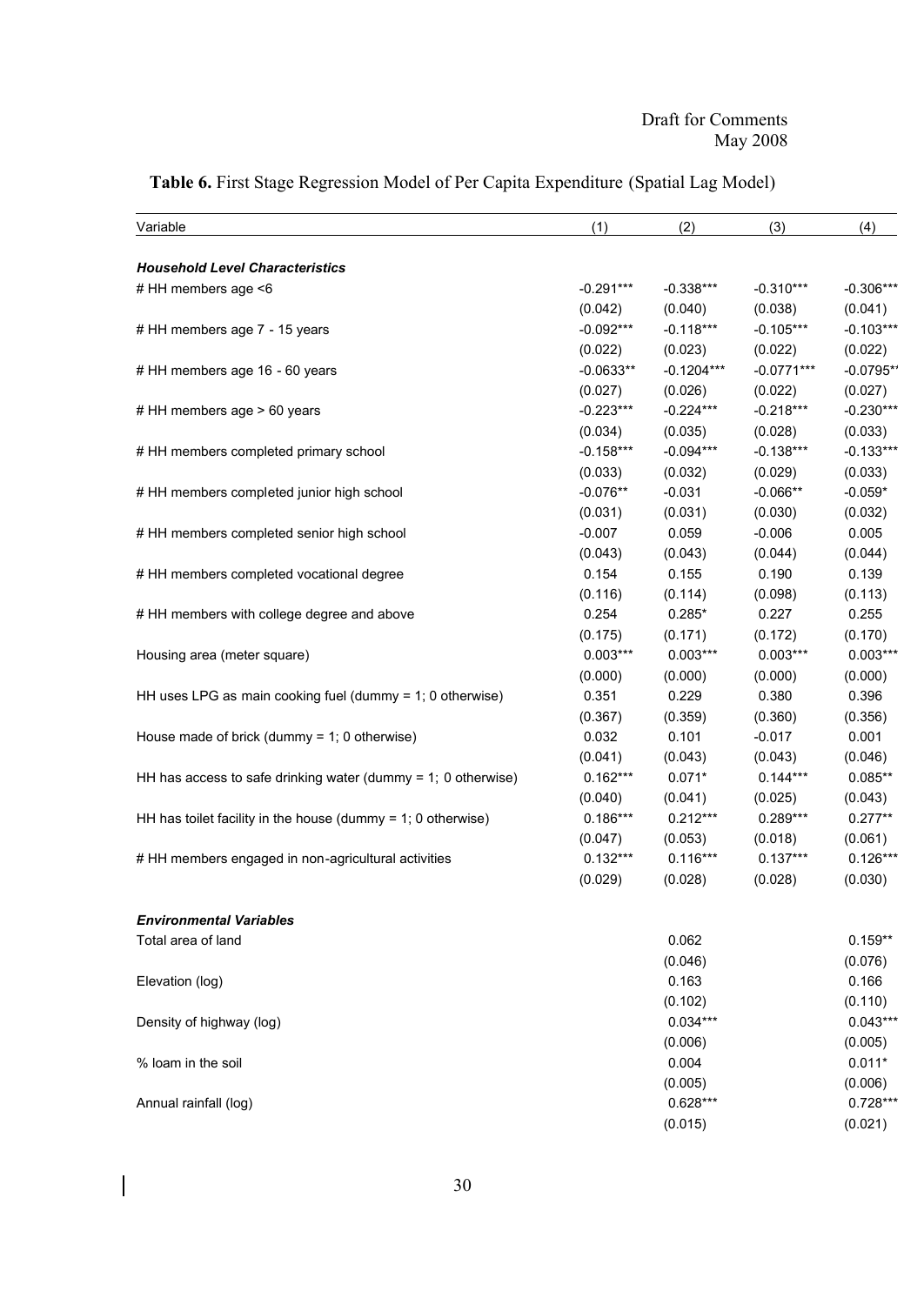**Table 6.** First Stage Regression Model of Per Capita Expenditure (Spatial Lag Model)

| Variable | (1) | (2) | (3) | (4) |
|---|---|---|---|---|
| ***Household Level Characteristics*** | | | | |
| # HH members age <6 | -0.291*** | -0.338*** | -0.310*** | -0.306*** |
| | (0.042) | (0.040) | (0.038) | (0.041) |
| # HH members age 7 - 15 years | -0.092*** | -0.118*** | -0.105*** | -0.103*** |
| | (0.022) | (0.023) | (0.022) | (0.022) |
| # HH members age 16 - 60 years | -0.0633** | -0.1204*** | -0.0771*** | -0.0795** |
| | (0.027) | (0.026) | (0.022) | (0.027) |
| # HH members age > 60 years | -0.223*** | -0.224*** | -0.218*** | -0.230*** |
| | (0.034) | (0.035) | (0.028) | (0.033) |
| # HH members completed primary school | -0.158*** | -0.094*** | -0.138*** | -0.133*** |
| | (0.033) | (0.032) | (0.029) | (0.033) |
| # HH members completed junior high school | -0.076** | -0.031 | -0.066** | -0.059* |
| | (0.031) | (0.031) | (0.030) | (0.032) |
| # HH members completed senior high school | -0.007 | 0.059 | -0.006 | 0.005 |
| | (0.043) | (0.043) | (0.044) | (0.044) |
| # HH members completed vocational degree | 0.154 | 0.155 | 0.190 | 0.139 |
| | (0.116) | (0.114) | (0.098) | (0.113) |
| # HH members with college degree and above | 0.254 | 0.285* | 0.227 | 0.255 |
| | (0.175) | (0.171) | (0.172) | (0.170) |
| Housing area (meter square) | 0.003*** | 0.003*** | 0.003*** | 0.003*** |
| | (0.000) | (0.000) | (0.000) | (0.000) |
| HH uses LPG as main cooking fuel (dummy = 1; 0 otherwise) | 0.351 | 0.229 | 0.380 | 0.396 |
| | (0.367) | (0.359) | (0.360) | (0.356) |
| House made of brick (dummy = 1; 0 otherwise) | 0.032 | 0.101 | -0.017 | 0.001 |
| | (0.041) | (0.043) | (0.043) | (0.046) |
| HH has access to safe drinking water (dummy = 1; 0 otherwise) | 0.162*** | 0.071* | 0.144*** | 0.085** |
| | (0.040) | (0.041) | (0.025) | (0.043) |
| HH has toilet facility in the house (dummy = 1; 0 otherwise) | 0.186*** | 0.212*** | 0.289*** | 0.277** |
| | (0.047) | (0.053) | (0.018) | (0.061) |
| # HH members engaged in non-agricultural activities | 0.132*** | 0.116*** | 0.137*** | 0.126*** |
| | (0.029) | (0.028) | (0.028) | (0.030) |
| ***Environmental Variables*** | | | | |
| Total area of land | | 0.062 | | 0.159** |
| | | (0.046) | | (0.076) |
| Elevation (log) | | 0.163 | | 0.166 |
| | | (0.102) | | (0.110) |
| Density of highway (log) | | 0.034*** | | 0.043*** |
| | | (0.006) | | (0.005) |
| % loam in the soil | | 0.004 | | 0.011* |
| | | (0.005) | | (0.006) |
| Annual rainfall (log) | | 0.628*** | | 0.728*** |
| | | (0.015) | | (0.021) |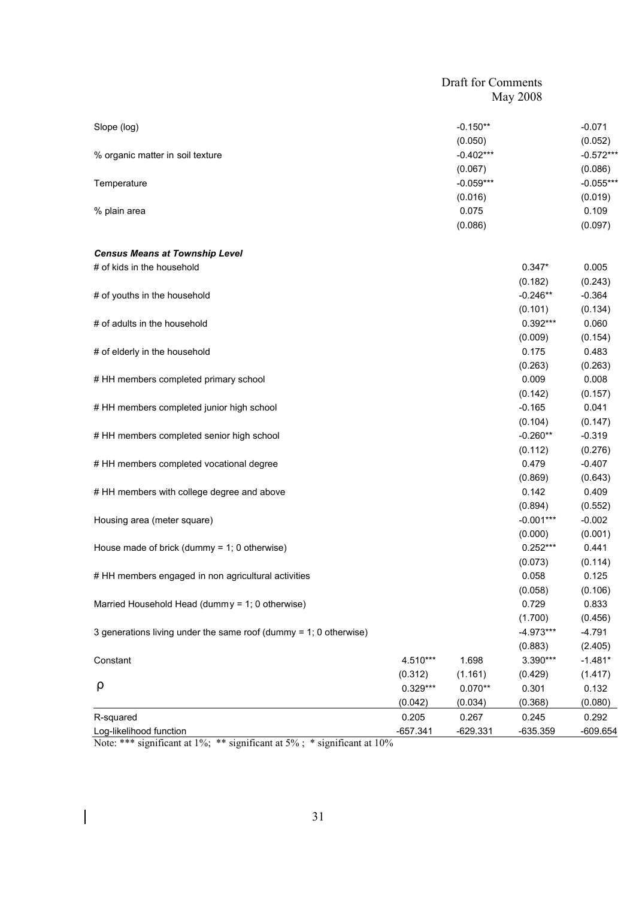| | | | | |
|---|---|---|---|---|
| Slope (log) | | -0.150** | | -0.071 |
| | | (0.050) | | (0.052) |
| % organic matter in soil texture | | -0.402*** | | -0.572*** |
| | | (0.067) | | (0.086) |
| Temperature | | -0.059*** | | -0.055*** |
| | | (0.016) | | (0.019) |
| % plain area | | 0.075 | | 0.109 |
| | | (0.086) | | (0.097) |
| ***Census Means at Township Level*** | | | | |
| # of kids in the household | | | 0.347* | 0.005 |
| | | | (0.182) | (0.243) |
| # of youths in the household | | | -0.246** | -0.364 |
| | | | (0.101) | (0.134) |
| # of adults in the household | | | 0.392*** | 0.060 |
| | | | (0.009) | (0.154) |
| # of elderly in the household | | | 0.175 | 0.483 |
| | | | (0.263) | (0.263) |
| # HH members completed primary school | | | 0.009 | 0.008 |
| | | | (0.142) | (0.157) |
| # HH members completed junior high school | | | -0.165 | 0.041 |
| | | | (0.104) | (0.147) |
| # HH members completed senior high school | | | -0.260** | -0.319 |
| | | | (0.112) | (0.276) |
| # HH members completed vocational degree | | | 0.479 | -0.407 |
| | | | (0.869) | (0.643) |
| # HH members with college degree and above | | | 0.142 | 0.409 |
| | | | (0.894) | (0.552) |
| Housing area (meter square) | | | -0.001*** | -0.002 |
| | | | (0.000) | (0.001) |
| House made of brick (dummy = 1; 0 otherwise) | | | 0.252*** | 0.441 |
| | | | (0.073) | (0.114) |
| # HH members engaged in non agricultural activities | | | 0.058 | 0.125 |
| | | | (0.058) | (0.106) |
| Married Household Head (dummy = 1; 0 otherwise) | | | 0.729 | 0.833 |
| | | | (1.700) | (0.456) |
| 3 generations living under the same roof (dummy = 1; 0 otherwise) | | | -4.973*** | -4.791 |
| | | | (0.883) | (2.405) |
| Constant | 4.510*** | 1.698 | 3.390*** | -1.481* |
| | (0.312) | (1.161) | (0.429) | (1.417) |
| $\rho$ | 0.329*** | 0.070** | 0.301 | 0.132 |
| | (0.042) | (0.034) | (0.368) | (0.080) |
| R-squared | 0.205 | 0.267 | 0.245 | 0.292 |
| Log-likelihood function | -657.341 | -629.331 | -635.359 | -609.654 |

Note: *** significant at 1%; ** significant at 5% ; * significant at 10%